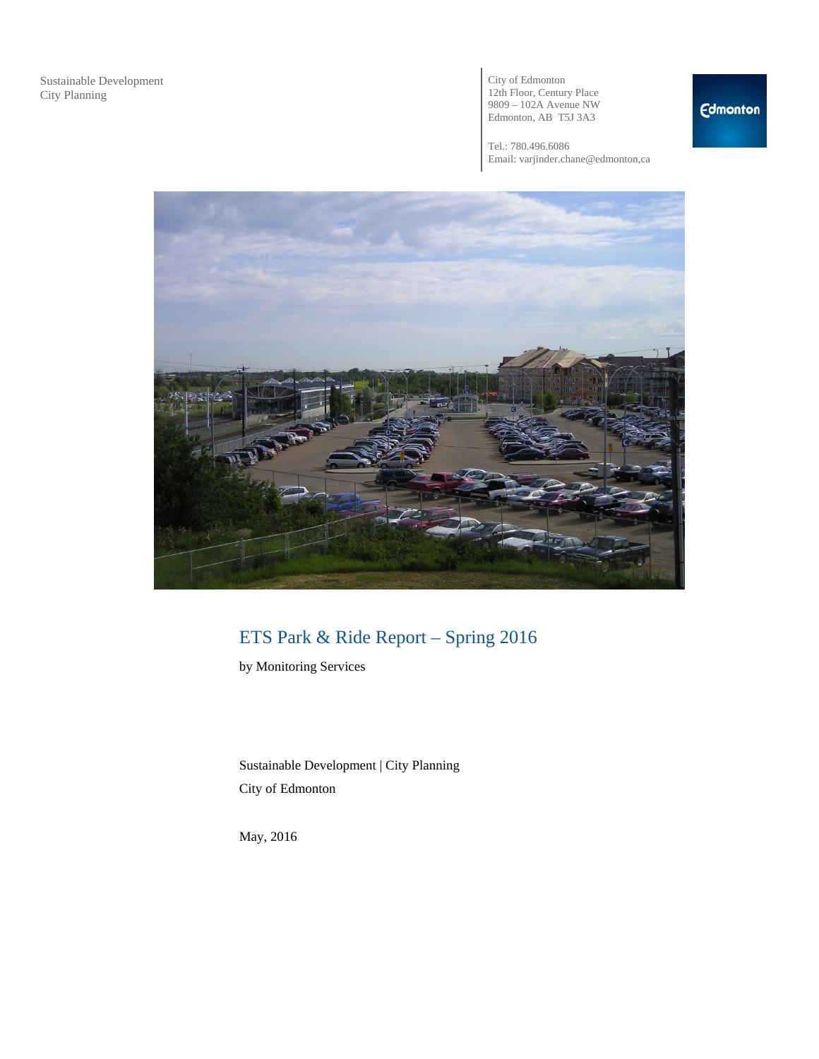Sustainable Development
City Planning

City of Edmonton
12th Floor, Century Place
9809 – 102A Avenue NW
Edmonton, AB T5J 3A3

Tel.: 780.496.6086
Email: varjinder.chane@edmonton,ca

# ETS Park & Ride Report – Spring 2016

by Monitoring Services

Sustainable Development | City Planning

City of Edmonton

May, 2016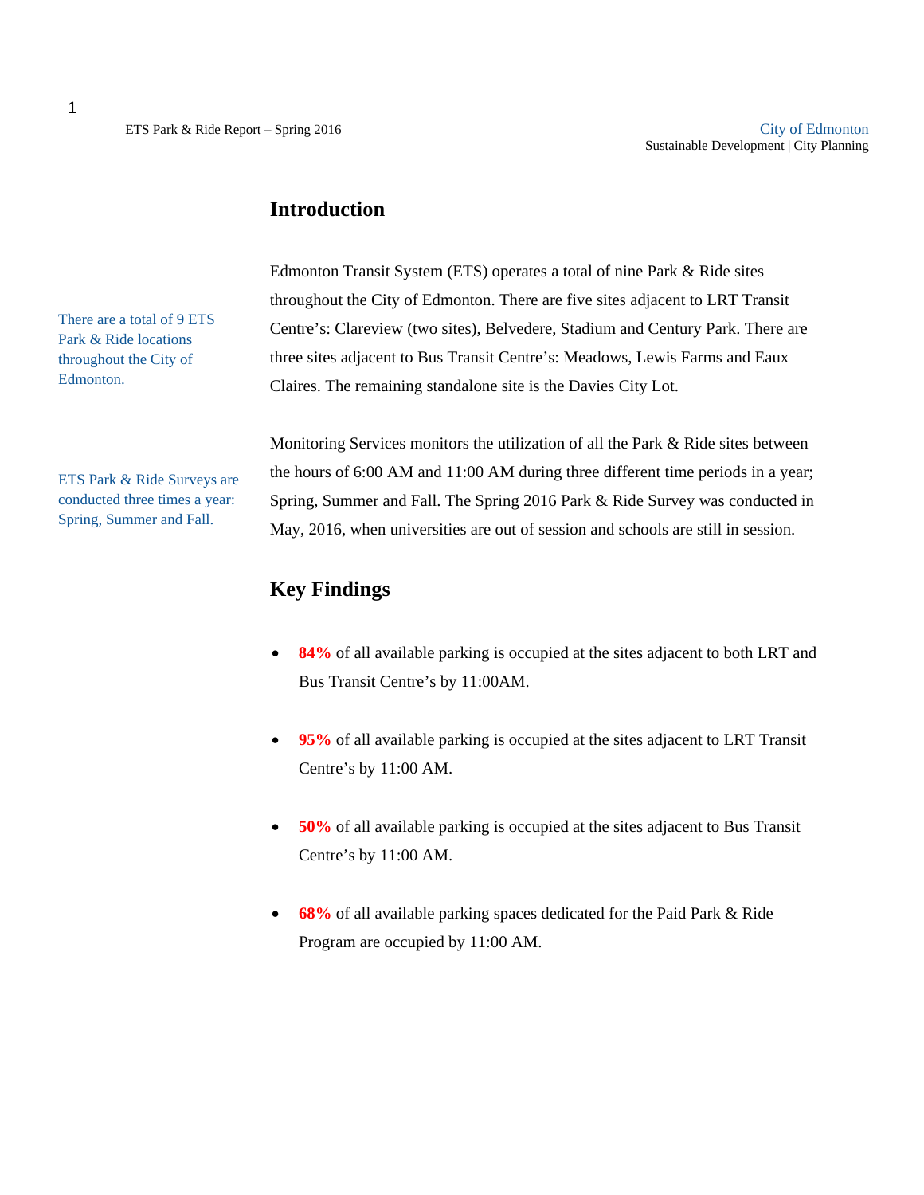## Introduction

There are a total of 9 ETS Park & Ride locations throughout the City of Edmonton.

Edmonton Transit System (ETS) operates a total of nine Park & Ride sites throughout the City of Edmonton. There are five sites adjacent to LRT Transit Centre's: Clareview (two sites), Belvedere, Stadium and Century Park. There are three sites adjacent to Bus Transit Centre's: Meadows, Lewis Farms and Eaux Claires. The remaining standalone site is the Davies City Lot.

ETS Park & Ride Surveys are conducted three times a year: Spring, Summer and Fall.

Monitoring Services monitors the utilization of all the Park & Ride sites between the hours of 6:00 AM and 11:00 AM during three different time periods in a year; Spring, Summer and Fall. The Spring 2016 Park & Ride Survey was conducted in May, 2016, when universities are out of session and schools are still in session.

## Key Findings

- **84%** of all available parking is occupied at the sites adjacent to both LRT and Bus Transit Centre's by 11:00AM.
- **95%** of all available parking is occupied at the sites adjacent to LRT Transit Centre's by 11:00 AM.
- **50%** of all available parking is occupied at the sites adjacent to Bus Transit Centre's by 11:00 AM.
- **68%** of all available parking spaces dedicated for the Paid Park & Ride Program are occupied by 11:00 AM.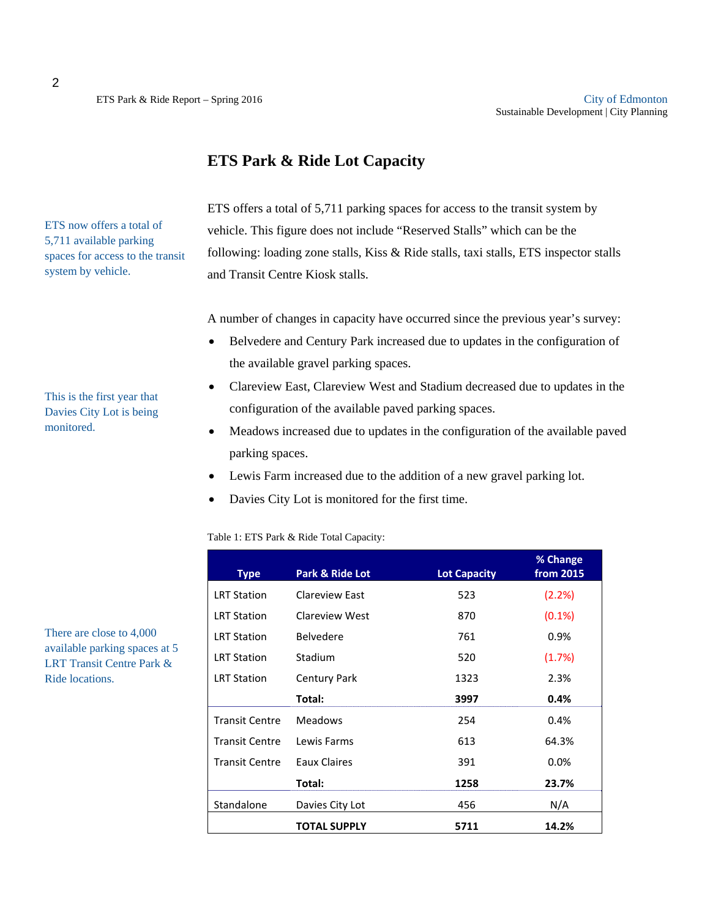# ETS Park & Ride Lot Capacity

ETS now offers a total of 5,711 available parking spaces for access to the transit system by vehicle.

ETS offers a total of 5,711 parking spaces for access to the transit system by vehicle. This figure does not include "Reserved Stalls" which can be the following: loading zone stalls, Kiss & Ride stalls, taxi stalls, ETS inspector stalls and Transit Centre Kiosk stalls.

This is the first year that Davies City Lot is being monitored.

A number of changes in capacity have occurred since the previous year's survey:

- Belvedere and Century Park increased due to updates in the configuration of the available gravel parking spaces.
- Clareview East, Clareview West and Stadium decreased due to updates in the configuration of the available paved parking spaces.
- Meadows increased due to updates in the configuration of the available paved parking spaces.
- Lewis Farm increased due to the addition of a new gravel parking lot.
- Davies City Lot is monitored for the first time.

There are close to 4,000 available parking spaces at 5 LRT Transit Centre Park & Ride locations.

Table 1: ETS Park & Ride Total Capacity:

| Type | Park & Ride Lot | Lot Capacity | % Change from 2015 |
|---|---|---|---|
| LRT Station | Clareview East | 523 | (2.2%) |
| LRT Station | Clareview West | 870 | (0.1%) |
| LRT Station | Belvedere | 761 | 0.9% |
| LRT Station | Stadium | 520 | (1.7%) |
| LRT Station | Century Park | 1323 | 2.3% |
| | **Total:** | **3997** | **0.4%** |
| Transit Centre | Meadows | 254 | 0.4% |
| Transit Centre | Lewis Farms | 613 | 64.3% |
| Transit Centre | Eaux Claires | 391 | 0.0% |
| | **Total:** | **1258** | **23.7%** |
| Standalone | Davies City Lot | 456 | N/A |
| | **TOTAL SUPPLY** | **5711** | **14.2%** |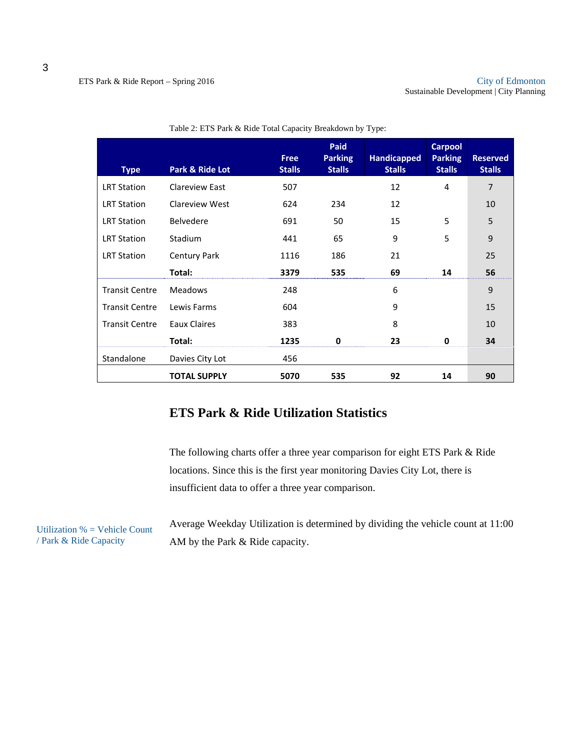Table 2: ETS Park & Ride Total Capacity Breakdown by Type:

| Type | Park & Ride Lot | Free Stalls | Paid Parking Stalls | Handicapped Stalls | Carpool Parking Stalls | Reserved Stalls |
|---|---|---|---|---|---|---|
| LRT Station | Clareview East | 507 | | 12 | 4 | 7 |
| LRT Station | Clareview West | 624 | 234 | 12 | | 10 |
| LRT Station | Belvedere | 691 | 50 | 15 | 5 | 5 |
| LRT Station | Stadium | 441 | 65 | 9 | 5 | 9 |
| LRT Station | Century Park | 1116 | 186 | 21 | | 25 |
| | **Total:** | **3379** | **535** | **69** | **14** | **56** |
| Transit Centre | Meadows | 248 | | 6 | | 9 |
| Transit Centre | Lewis Farms | 604 | | 9 | | 15 |
| Transit Centre | Eaux Claires | 383 | | 8 | | 10 |
| | **Total:** | **1235** | **0** | **23** | **0** | **34** |
| Standalone | Davies City Lot | 456 | | | | |
| | **TOTAL SUPPLY** | **5070** | **535** | **92** | **14** | **90** |

## ETS Park & Ride Utilization Statistics

The following charts offer a three year comparison for eight ETS Park & Ride locations. Since this is the first year monitoring Davies City Lot, there is insufficient data to offer a three year comparison.

Utilization % = Vehicle Count / Park & Ride Capacity

Average Weekday Utilization is determined by dividing the vehicle count at 11:00 AM by the Park & Ride capacity.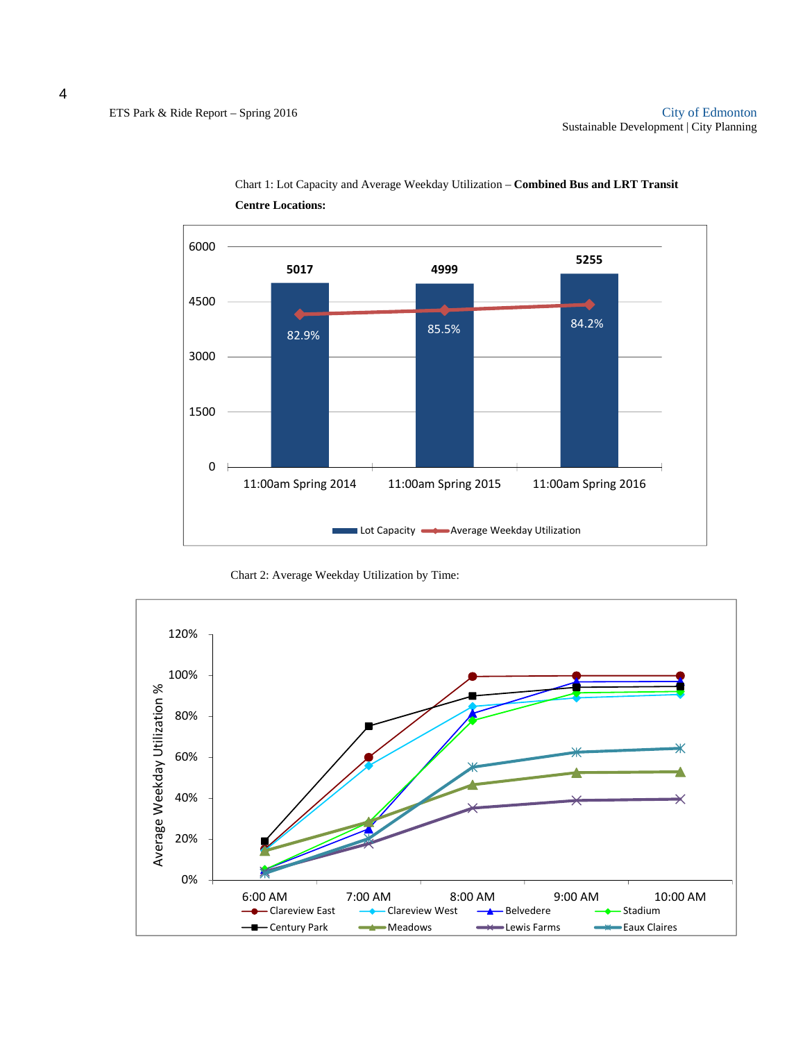Chart 1: Lot Capacity and Average Weekday Utilization – **Combined Bus and LRT Transit Centre Locations:**

| | 11:00am Spring 2014 | 11:00am Spring 2015 | 11:00am Spring 2016 |
|---|---|---|---|
| Lot Capacity | 5017 | 4999 | 5255 |
| Average Weekday Utilization | 82.9% | 85.5% | 84.2% |

Chart 2: Average Weekday Utilization by Time:

Average Weekday Utilization %

Legend: Clareview East, Clareview West, Belvedere, Stadium, Century Park, Meadows, Lewis Farms, Eaux Claires

Time axis: 6:00 AM, 7:00 AM, 8:00 AM, 9:00 AM, 10:00 AM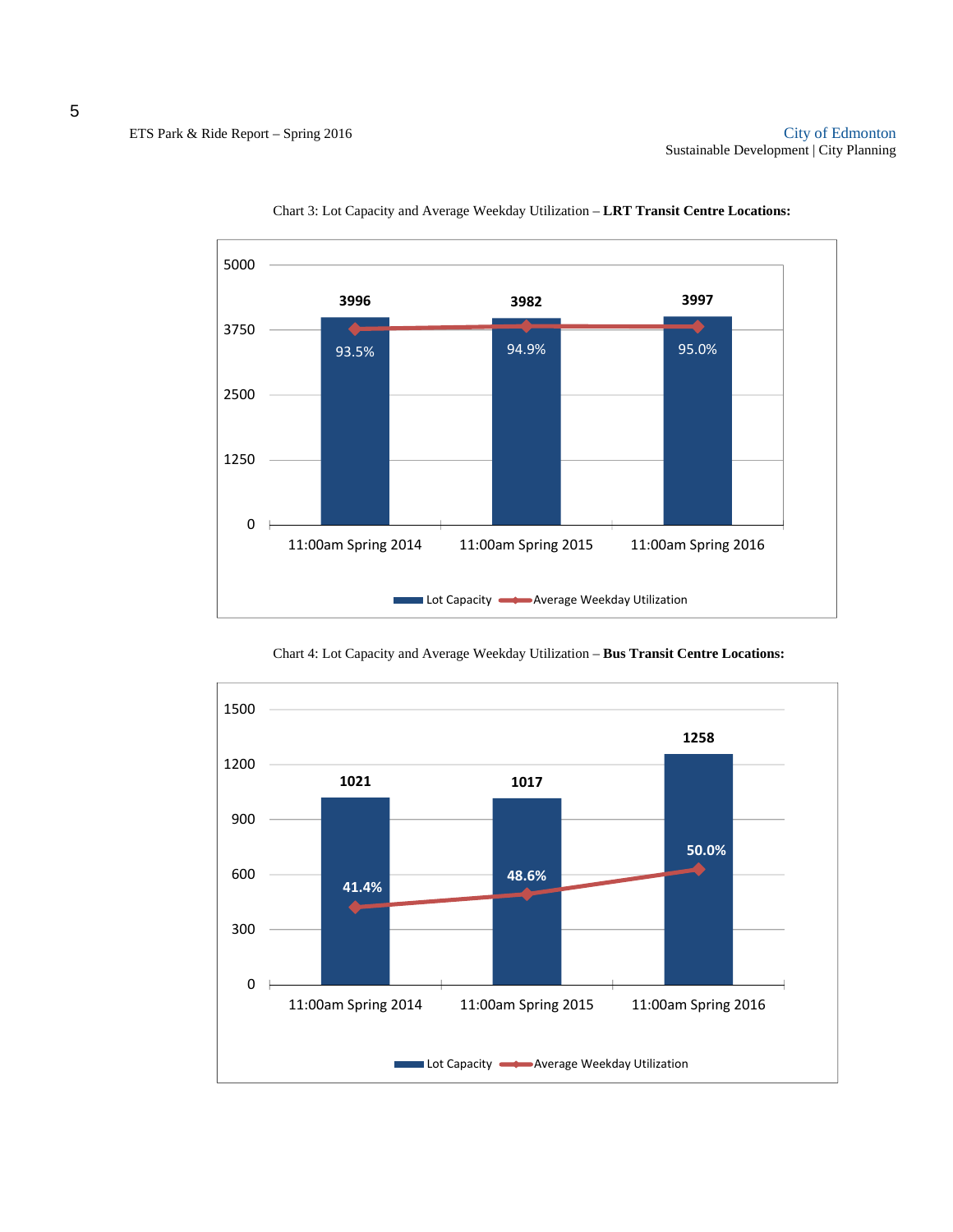Chart 3: Lot Capacity and Average Weekday Utilization – **LRT Transit Centre Locations:**

| | Lot Capacity | Average Weekday Utilization |
|---|---|---|
| 11:00am Spring 2014 | 3996 | 93.5% |
| 11:00am Spring 2015 | 3982 | 94.9% |
| 11:00am Spring 2016 | 3997 | 95.0% |

Chart 4: Lot Capacity and Average Weekday Utilization – **Bus Transit Centre Locations:**

| | Lot Capacity | Average Weekday Utilization |
|---|---|---|
| 11:00am Spring 2014 | 1021 | 41.4% |
| 11:00am Spring 2015 | 1017 | 48.6% |
| 11:00am Spring 2016 | 1258 | 50.0% |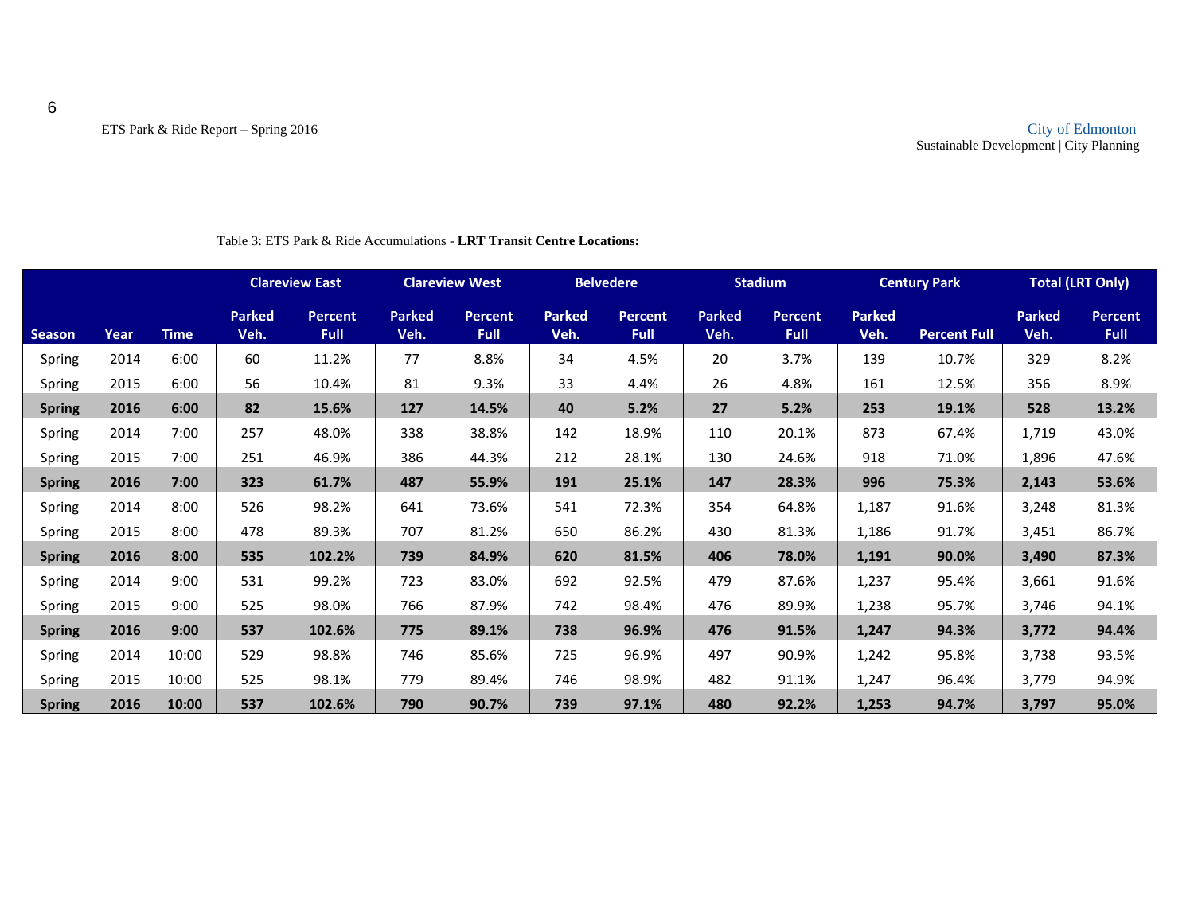Table 3: ETS Park & Ride Accumulations - **LRT Transit Centre Locations:**

| | | | Clareview East | | Clareview West | | Belvedere | | Stadium | | Century Park | | Total (LRT Only) | |
|---|---|---|---|---|---|---|---|---|---|---|---|---|---|---|
| Season | Year | Time | Parked Veh. | Percent Full | Parked Veh. | Percent Full | Parked Veh. | Percent Full | Parked Veh. | Percent Full | Parked Veh. | Percent Full | Parked Veh. | Percent Full |
| Spring | 2014 | 6:00 | 60 | 11.2% | 77 | 8.8% | 34 | 4.5% | 20 | 3.7% | 139 | 10.7% | 329 | 8.2% |
| Spring | 2015 | 6:00 | 56 | 10.4% | 81 | 9.3% | 33 | 4.4% | 26 | 4.8% | 161 | 12.5% | 356 | 8.9% |
| **Spring** | **2016** | **6:00** | **82** | **15.6%** | **127** | **14.5%** | **40** | **5.2%** | **27** | **5.2%** | **253** | **19.1%** | **528** | **13.2%** |
| Spring | 2014 | 7:00 | 257 | 48.0% | 338 | 38.8% | 142 | 18.9% | 110 | 20.1% | 873 | 67.4% | 1,719 | 43.0% |
| Spring | 2015 | 7:00 | 251 | 46.9% | 386 | 44.3% | 212 | 28.1% | 130 | 24.6% | 918 | 71.0% | 1,896 | 47.6% |
| **Spring** | **2016** | **7:00** | **323** | **61.7%** | **487** | **55.9%** | **191** | **25.1%** | **147** | **28.3%** | **996** | **75.3%** | **2,143** | **53.6%** |
| Spring | 2014 | 8:00 | 526 | 98.2% | 641 | 73.6% | 541 | 72.3% | 354 | 64.8% | 1,187 | 91.6% | 3,248 | 81.3% |
| Spring | 2015 | 8:00 | 478 | 89.3% | 707 | 81.2% | 650 | 86.2% | 430 | 81.3% | 1,186 | 91.7% | 3,451 | 86.7% |
| **Spring** | **2016** | **8:00** | **535** | **102.2%** | **739** | **84.9%** | **620** | **81.5%** | **406** | **78.0%** | **1,191** | **90.0%** | **3,490** | **87.3%** |
| Spring | 2014 | 9:00 | 531 | 99.2% | 723 | 83.0% | 692 | 92.5% | 479 | 87.6% | 1,237 | 95.4% | 3,661 | 91.6% |
| Spring | 2015 | 9:00 | 525 | 98.0% | 766 | 87.9% | 742 | 98.4% | 476 | 89.9% | 1,238 | 95.7% | 3,746 | 94.1% |
| **Spring** | **2016** | **9:00** | **537** | **102.6%** | **775** | **89.1%** | **738** | **96.9%** | **476** | **91.5%** | **1,247** | **94.3%** | **3,772** | **94.4%** |
| Spring | 2014 | 10:00 | 529 | 98.8% | 746 | 85.6% | 725 | 96.9% | 497 | 90.9% | 1,242 | 95.8% | 3,738 | 93.5% |
| Spring | 2015 | 10:00 | 525 | 98.1% | 779 | 89.4% | 746 | 98.9% | 482 | 91.1% | 1,247 | 96.4% | 3,779 | 94.9% |
| **Spring** | **2016** | **10:00** | **537** | **102.6%** | **790** | **90.7%** | **739** | **97.1%** | **480** | **92.2%** | **1,253** | **94.7%** | **3,797** | **95.0%** |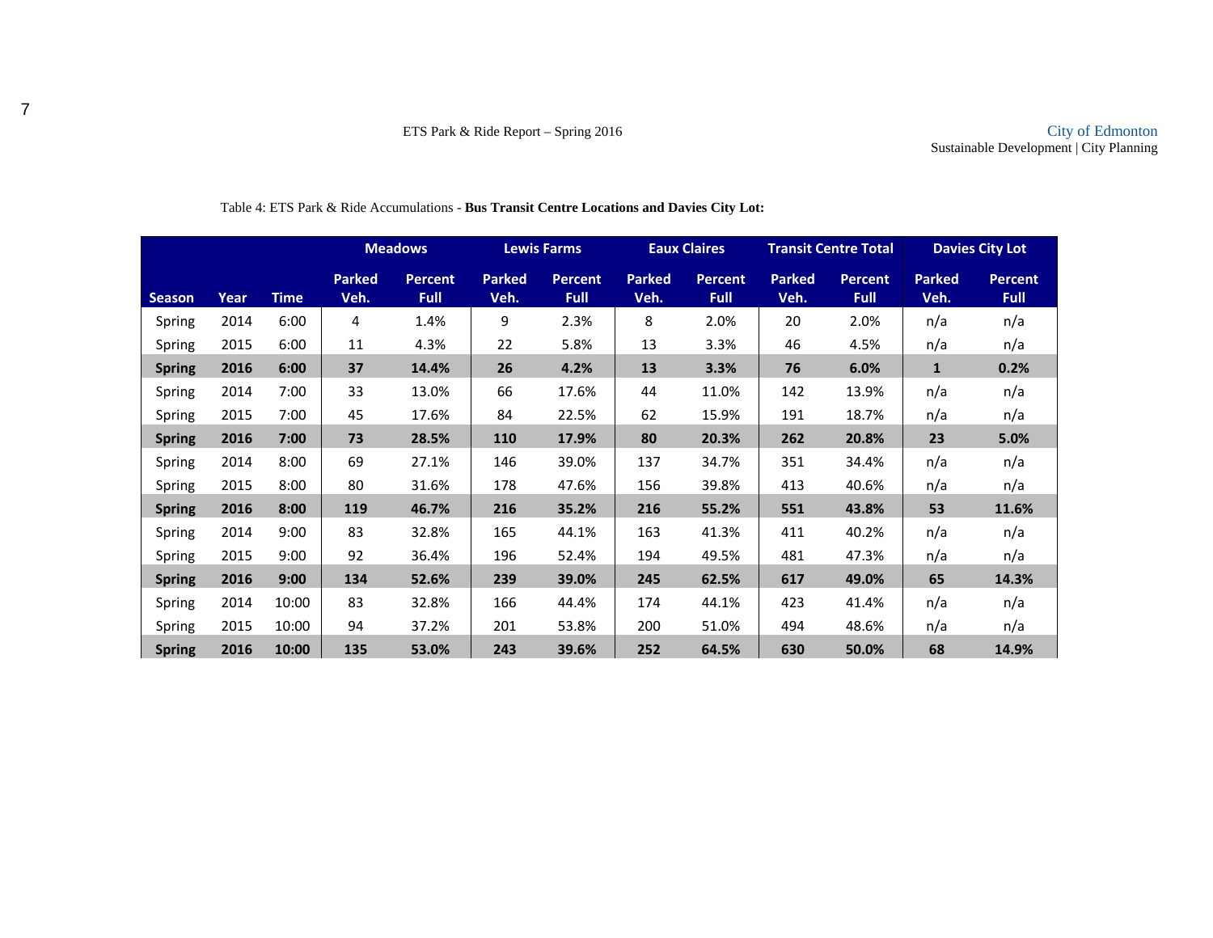Table 4: ETS Park & Ride Accumulations - **Bus Transit Centre Locations and Davies City Lot:**

| | | | Meadows | | Lewis Farms | | Eaux Claires | | Transit Centre Total | | Davies City Lot | |
|---|---|---|---|---|---|---|---|---|---|---|---|---|
| Season | Year | Time | Parked Veh. | Percent Full | Parked Veh. | Percent Full | Parked Veh. | Percent Full | Parked Veh. | Percent Full | Parked Veh. | Percent Full |
| Spring | 2014 | 6:00 | 4 | 1.4% | 9 | 2.3% | 8 | 2.0% | 20 | 2.0% | n/a | n/a |
| Spring | 2015 | 6:00 | 11 | 4.3% | 22 | 5.8% | 13 | 3.3% | 46 | 4.5% | n/a | n/a |
| **Spring** | **2016** | **6:00** | **37** | **14.4%** | **26** | **4.2%** | **13** | **3.3%** | **76** | **6.0%** | **1** | **0.2%** |
| Spring | 2014 | 7:00 | 33 | 13.0% | 66 | 17.6% | 44 | 11.0% | 142 | 13.9% | n/a | n/a |
| Spring | 2015 | 7:00 | 45 | 17.6% | 84 | 22.5% | 62 | 15.9% | 191 | 18.7% | n/a | n/a |
| **Spring** | **2016** | **7:00** | **73** | **28.5%** | **110** | **17.9%** | **80** | **20.3%** | **262** | **20.8%** | **23** | **5.0%** |
| Spring | 2014 | 8:00 | 69 | 27.1% | 146 | 39.0% | 137 | 34.7% | 351 | 34.4% | n/a | n/a |
| Spring | 2015 | 8:00 | 80 | 31.6% | 178 | 47.6% | 156 | 39.8% | 413 | 40.6% | n/a | n/a |
| **Spring** | **2016** | **8:00** | **119** | **46.7%** | **216** | **35.2%** | **216** | **55.2%** | **551** | **43.8%** | **53** | **11.6%** |
| Spring | 2014 | 9:00 | 83 | 32.8% | 165 | 44.1% | 163 | 41.3% | 411 | 40.2% | n/a | n/a |
| Spring | 2015 | 9:00 | 92 | 36.4% | 196 | 52.4% | 194 | 49.5% | 481 | 47.3% | n/a | n/a |
| **Spring** | **2016** | **9:00** | **134** | **52.6%** | **239** | **39.0%** | **245** | **62.5%** | **617** | **49.0%** | **65** | **14.3%** |
| Spring | 2014 | 10:00 | 83 | 32.8% | 166 | 44.4% | 174 | 44.1% | 423 | 41.4% | n/a | n/a |
| Spring | 2015 | 10:00 | 94 | 37.2% | 201 | 53.8% | 200 | 51.0% | 494 | 48.6% | n/a | n/a |
| **Spring** | **2016** | **10:00** | **135** | **53.0%** | **243** | **39.6%** | **252** | **64.5%** | **630** | **50.0%** | **68** | **14.9%** |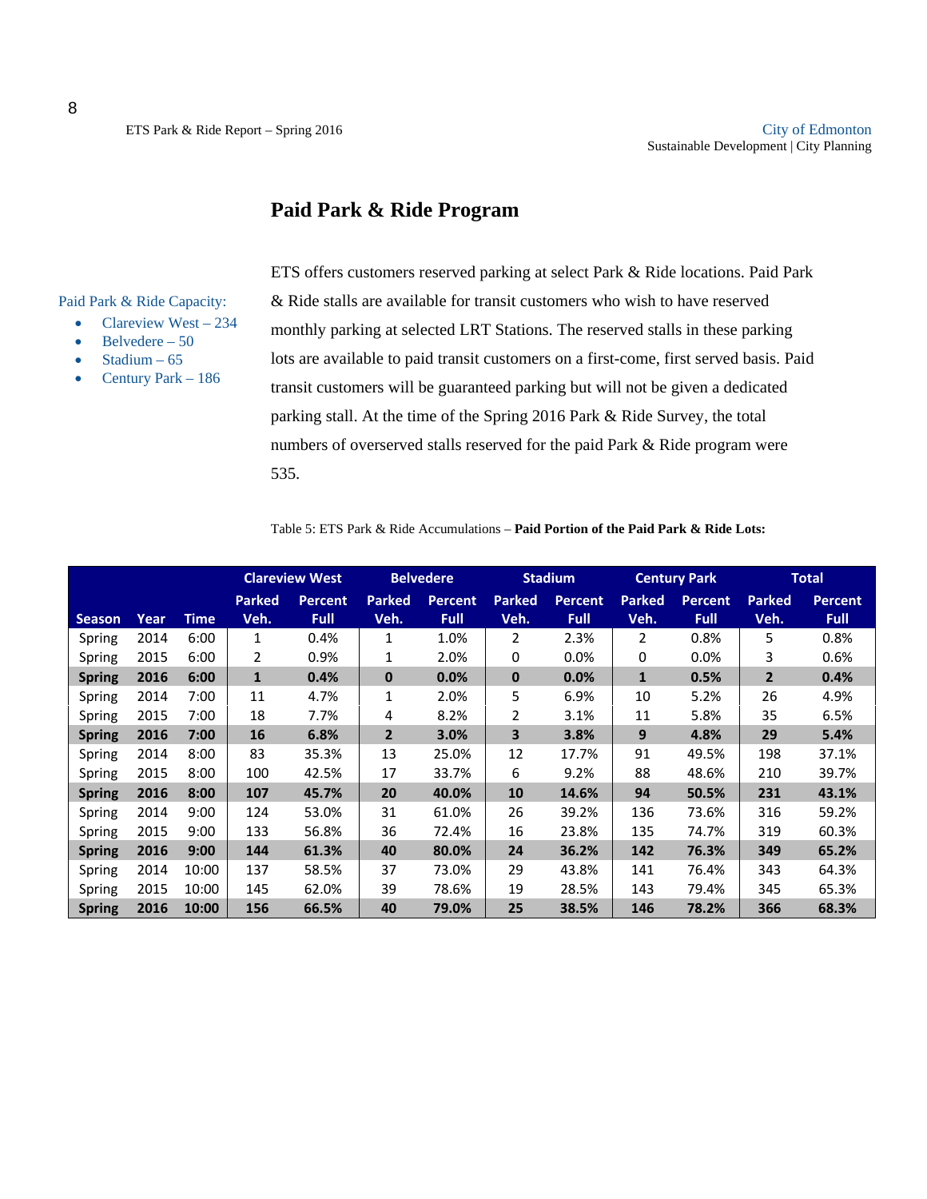## Paid Park & Ride Program

Paid Park & Ride Capacity:

- Clareview West – 234
- Belvedere – 50
- Stadium – 65
- Century Park – 186

ETS offers customers reserved parking at select Park & Ride locations. Paid Park & Ride stalls are available for transit customers who wish to have reserved monthly parking at selected LRT Stations. The reserved stalls in these parking lots are available to paid transit customers on a first-come, first served basis. Paid transit customers will be guaranteed parking but will not be given a dedicated parking stall. At the time of the Spring 2016 Park & Ride Survey, the total numbers of overserved stalls reserved for the paid Park & Ride program were 535.

Table 5: ETS Park & Ride Accumulations – **Paid Portion of the Paid Park & Ride Lots:**

| | | | Clareview West | | Belvedere | | Stadium | | Century Park | | Total | |
|---|---|---|---|---|---|---|---|---|---|---|---|---|
| Season | Year | Time | Parked Veh. | Percent Full | Parked Veh. | Percent Full | Parked Veh. | Percent Full | Parked Veh. | Percent Full | Parked Veh. | Percent Full |
| Spring | 2014 | 6:00 | 1 | 0.4% | 1 | 1.0% | 2 | 2.3% | 2 | 0.8% | 5 | 0.8% |
| Spring | 2015 | 6:00 | 2 | 0.9% | 1 | 2.0% | 0 | 0.0% | 0 | 0.0% | 3 | 0.6% |
| **Spring** | **2016** | **6:00** | **1** | **0.4%** | **0** | **0.0%** | **0** | **0.0%** | **1** | **0.5%** | **2** | **0.4%** |
| Spring | 2014 | 7:00 | 11 | 4.7% | 1 | 2.0% | 5 | 6.9% | 10 | 5.2% | 26 | 4.9% |
| Spring | 2015 | 7:00 | 18 | 7.7% | 4 | 8.2% | 2 | 3.1% | 11 | 5.8% | 35 | 6.5% |
| **Spring** | **2016** | **7:00** | **16** | **6.8%** | **2** | **3.0%** | **3** | **3.8%** | **9** | **4.8%** | **29** | **5.4%** |
| Spring | 2014 | 8:00 | 83 | 35.3% | 13 | 25.0% | 12 | 17.7% | 91 | 49.5% | 198 | 37.1% |
| Spring | 2015 | 8:00 | 100 | 42.5% | 17 | 33.7% | 6 | 9.2% | 88 | 48.6% | 210 | 39.7% |
| **Spring** | **2016** | **8:00** | **107** | **45.7%** | **20** | **40.0%** | **10** | **14.6%** | **94** | **50.5%** | **231** | **43.1%** |
| Spring | 2014 | 9:00 | 124 | 53.0% | 31 | 61.0% | 26 | 39.2% | 136 | 73.6% | 316 | 59.2% |
| Spring | 2015 | 9:00 | 133 | 56.8% | 36 | 72.4% | 16 | 23.8% | 135 | 74.7% | 319 | 60.3% |
| **Spring** | **2016** | **9:00** | **144** | **61.3%** | **40** | **80.0%** | **24** | **36.2%** | **142** | **76.3%** | **349** | **65.2%** |
| Spring | 2014 | 10:00 | 137 | 58.5% | 37 | 73.0% | 29 | 43.8% | 141 | 76.4% | 343 | 64.3% |
| Spring | 2015 | 10:00 | 145 | 62.0% | 39 | 78.6% | 19 | 28.5% | 143 | 79.4% | 345 | 65.3% |
| **Spring** | **2016** | **10:00** | **156** | **66.5%** | **40** | **79.0%** | **25** | **38.5%** | **146** | **78.2%** | **366** | **68.3%** |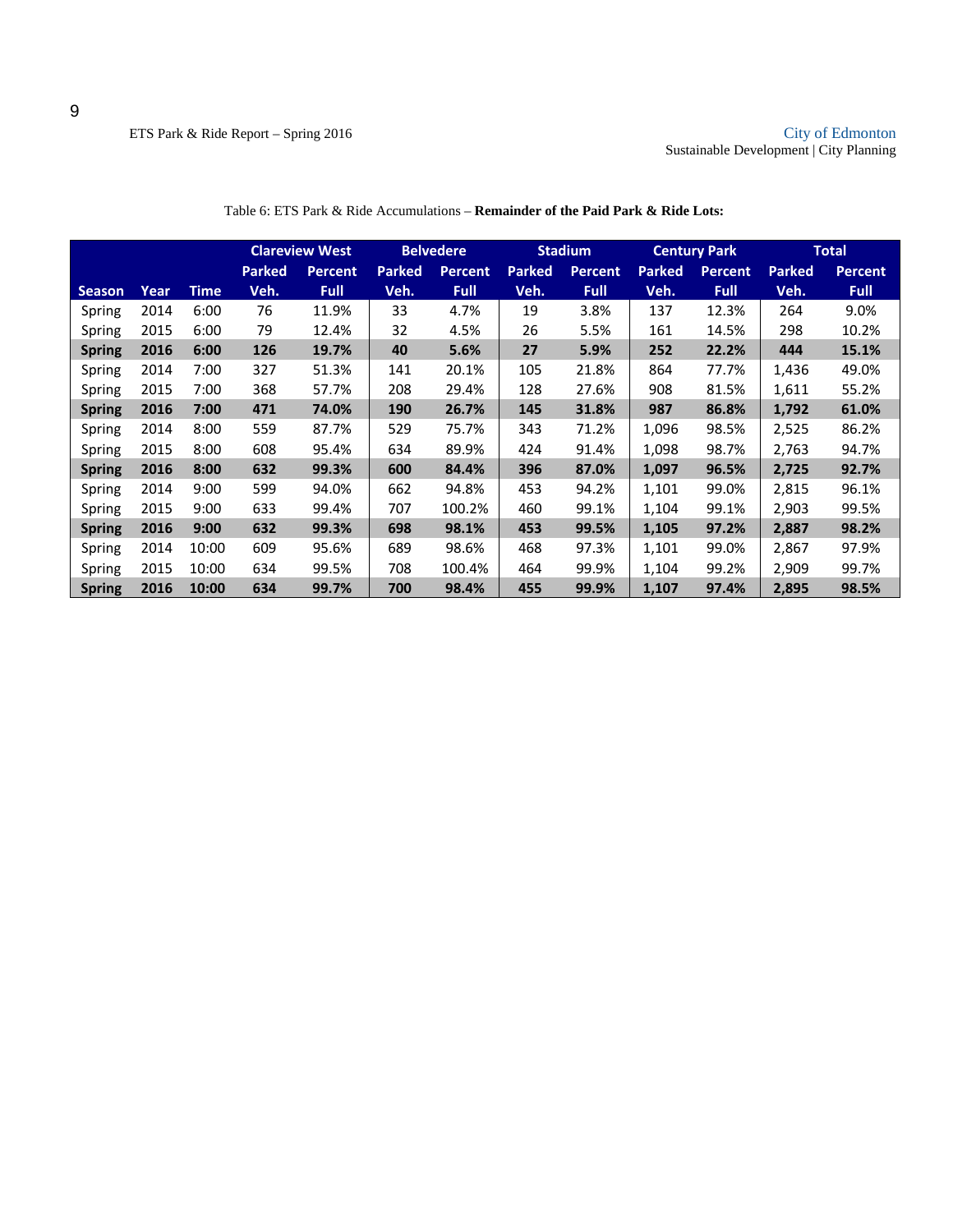Table 6: ETS Park & Ride Accumulations – **Remainder of the Paid Park & Ride Lots:**

| | | | Clareview West | | Belvedere | | Stadium | | Century Park | | Total | |
|---|---|---|---|---|---|---|---|---|---|---|---|---|
| Season | Year | Time | Parked Veh. | Percent Full | Parked Veh. | Percent Full | Parked Veh. | Percent Full | Parked Veh. | Percent Full | Parked Veh. | Percent Full |
| Spring | 2014 | 6:00 | 76 | 11.9% | 33 | 4.7% | 19 | 3.8% | 137 | 12.3% | 264 | 9.0% |
| Spring | 2015 | 6:00 | 79 | 12.4% | 32 | 4.5% | 26 | 5.5% | 161 | 14.5% | 298 | 10.2% |
| **Spring** | **2016** | **6:00** | **126** | **19.7%** | **40** | **5.6%** | **27** | **5.9%** | **252** | **22.2%** | **444** | **15.1%** |
| Spring | 2014 | 7:00 | 327 | 51.3% | 141 | 20.1% | 105 | 21.8% | 864 | 77.7% | 1,436 | 49.0% |
| Spring | 2015 | 7:00 | 368 | 57.7% | 208 | 29.4% | 128 | 27.6% | 908 | 81.5% | 1,611 | 55.2% |
| **Spring** | **2016** | **7:00** | **471** | **74.0%** | **190** | **26.7%** | **145** | **31.8%** | **987** | **86.8%** | **1,792** | **61.0%** |
| Spring | 2014 | 8:00 | 559 | 87.7% | 529 | 75.7% | 343 | 71.2% | 1,096 | 98.5% | 2,525 | 86.2% |
| Spring | 2015 | 8:00 | 608 | 95.4% | 634 | 89.9% | 424 | 91.4% | 1,098 | 98.7% | 2,763 | 94.7% |
| **Spring** | **2016** | **8:00** | **632** | **99.3%** | **600** | **84.4%** | **396** | **87.0%** | **1,097** | **96.5%** | **2,725** | **92.7%** |
| Spring | 2014 | 9:00 | 599 | 94.0% | 662 | 94.8% | 453 | 94.2% | 1,101 | 99.0% | 2,815 | 96.1% |
| Spring | 2015 | 9:00 | 633 | 99.4% | 707 | 100.2% | 460 | 99.1% | 1,104 | 99.1% | 2,903 | 99.5% |
| **Spring** | **2016** | **9:00** | **632** | **99.3%** | **698** | **98.1%** | **453** | **99.5%** | **1,105** | **97.2%** | **2,887** | **98.2%** |
| Spring | 2014 | 10:00 | 609 | 95.6% | 689 | 98.6% | 468 | 97.3% | 1,101 | 99.0% | 2,867 | 97.9% |
| Spring | 2015 | 10:00 | 634 | 99.5% | 708 | 100.4% | 464 | 99.9% | 1,104 | 99.2% | 2,909 | 99.7% |
| **Spring** | **2016** | **10:00** | **634** | **99.7%** | **700** | **98.4%** | **455** | **99.9%** | **1,107** | **97.4%** | **2,895** | **98.5%** |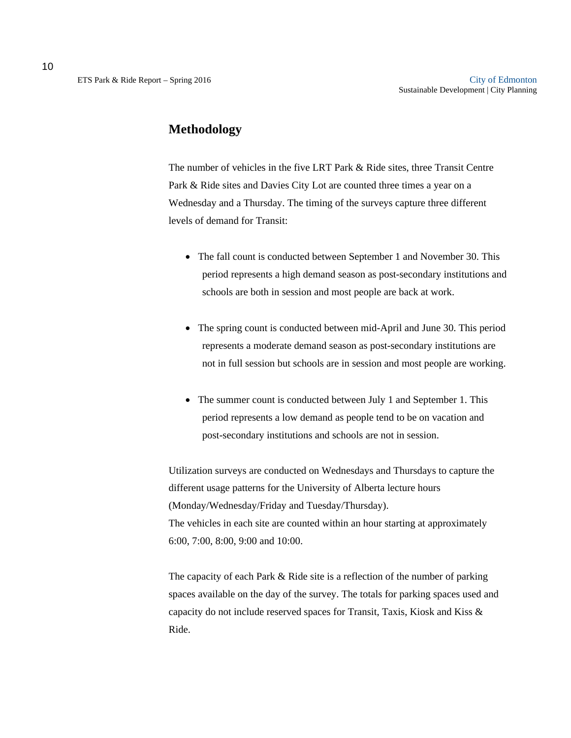## Methodology

The number of vehicles in the five LRT Park & Ride sites, three Transit Centre Park & Ride sites and Davies City Lot are counted three times a year on a Wednesday and a Thursday. The timing of the surveys capture three different levels of demand for Transit:

- The fall count is conducted between September 1 and November 30. This period represents a high demand season as post-secondary institutions and schools are both in session and most people are back at work.
- The spring count is conducted between mid-April and June 30. This period represents a moderate demand season as post-secondary institutions are not in full session but schools are in session and most people are working.
- The summer count is conducted between July 1 and September 1. This period represents a low demand as people tend to be on vacation and post-secondary institutions and schools are not in session.

Utilization surveys are conducted on Wednesdays and Thursdays to capture the different usage patterns for the University of Alberta lecture hours (Monday/Wednesday/Friday and Tuesday/Thursday).
The vehicles in each site are counted within an hour starting at approximately 6:00, 7:00, 8:00, 9:00 and 10:00.

The capacity of each Park & Ride site is a reflection of the number of parking spaces available on the day of the survey. The totals for parking spaces used and capacity do not include reserved spaces for Transit, Taxis, Kiosk and Kiss & Ride.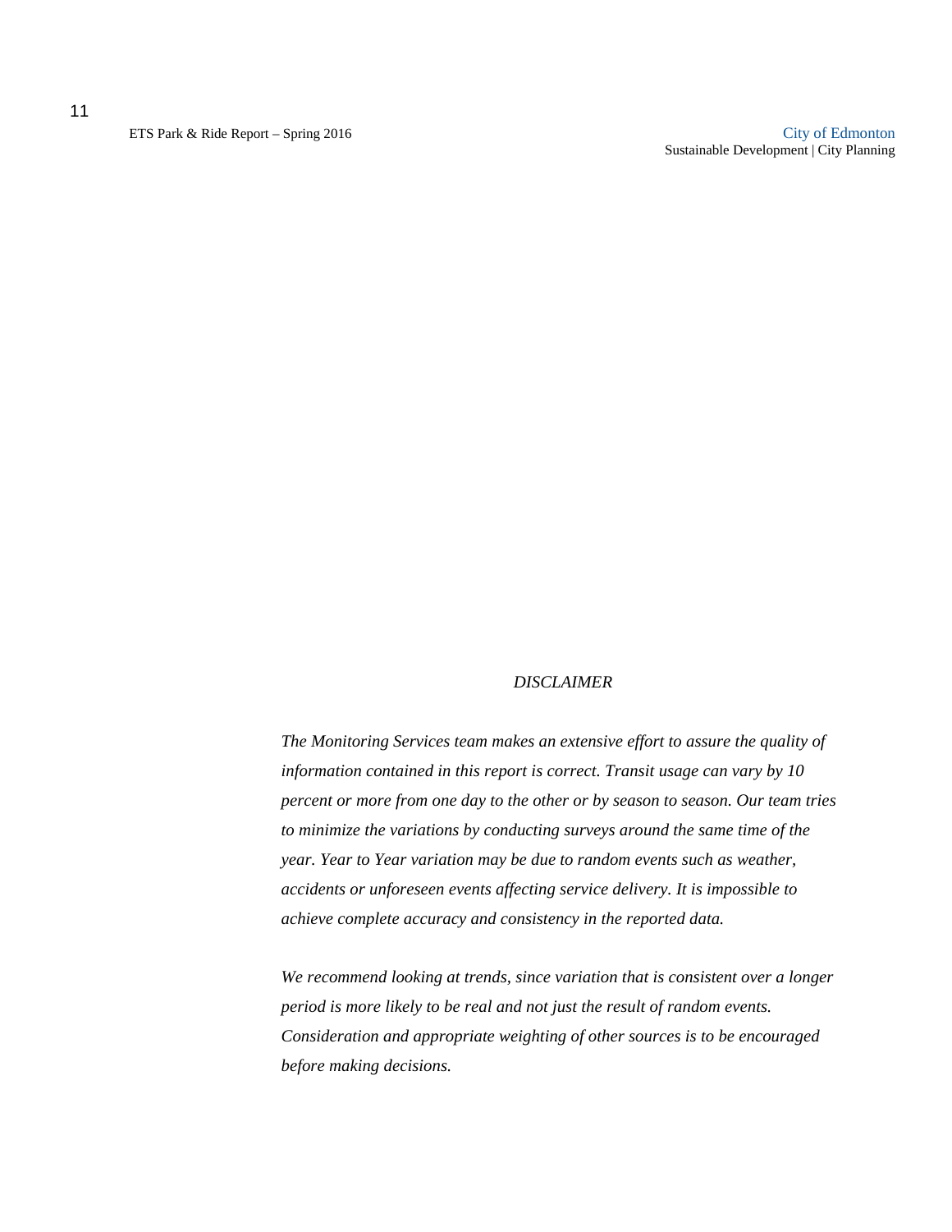*DISCLAIMER*

*The Monitoring Services team makes an extensive effort to assure the quality of information contained in this report is correct. Transit usage can vary by 10 percent or more from one day to the other or by season to season. Our team tries to minimize the variations by conducting surveys around the same time of the year. Year to Year variation may be due to random events such as weather, accidents or unforeseen events affecting service delivery. It is impossible to achieve complete accuracy and consistency in the reported data.*

*We recommend looking at trends, since variation that is consistent over a longer period is more likely to be real and not just the result of random events. Consideration and appropriate weighting of other sources is to be encouraged before making decisions.*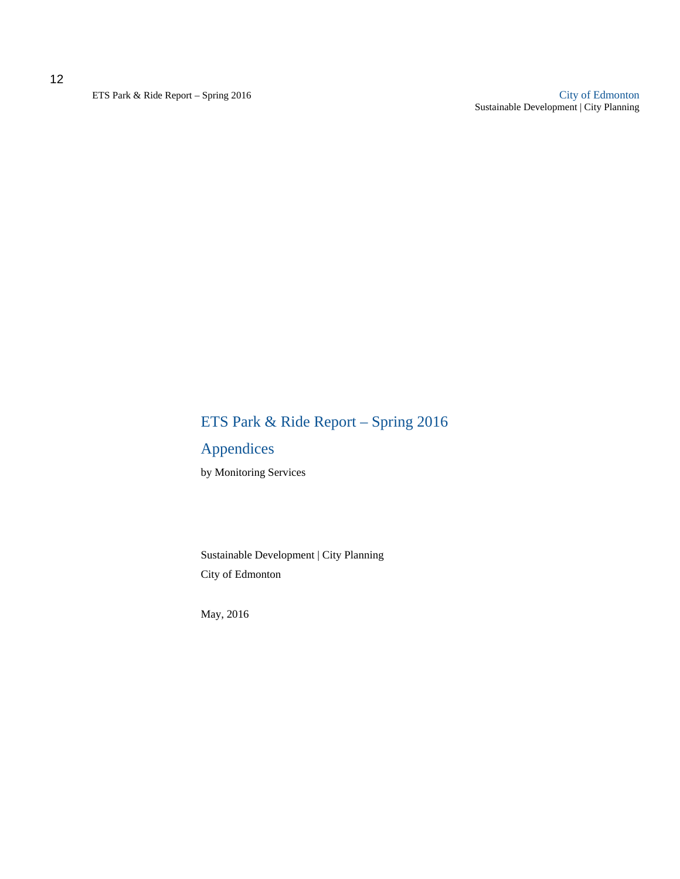# ETS Park & Ride Report – Spring 2016

## Appendices

by Monitoring Services

Sustainable Development | City Planning

City of Edmonton

May, 2016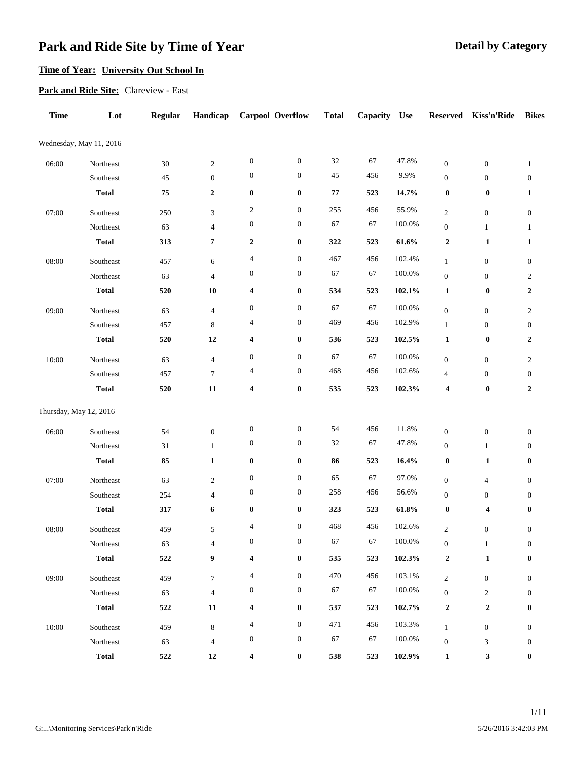# Park and Ride Site by Time of Year

**Detail by Category**

**Time of Year:** **University Out School In**

**Park and Ride Site:** Clareview - East

| Time | Lot | Regular | Handicap | Carpool | Overflow | Total | Capacity | Use | Reserved | Kiss'n'Ride | Bikes |
|---|---|---|---|---|---|---|---|---|---|---|---|
| Wednesday, May 11, 2016 | | | | | | | | | | | |
| 06:00 | Northeast | 30 | 2 | 0 | 0 | 32 | 67 | 47.8% | 0 | 0 | 1 |
| | Southeast | 45 | 0 | 0 | 0 | 45 | 456 | 9.9% | 0 | 0 | 0 |
| | **Total** | **75** | **2** | **0** | **0** | **77** | **523** | **14.7%** | **0** | **0** | **1** |
| 07:00 | Southeast | 250 | 3 | 2 | 0 | 255 | 456 | 55.9% | 2 | 0 | 0 |
| | Northeast | 63 | 4 | 0 | 0 | 67 | 67 | 100.0% | 0 | 1 | 1 |
| | **Total** | **313** | **7** | **2** | **0** | **322** | **523** | **61.6%** | **2** | **1** | **1** |
| 08:00 | Southeast | 457 | 6 | 4 | 0 | 467 | 456 | 102.4% | 1 | 0 | 0 |
| | Northeast | 63 | 4 | 0 | 0 | 67 | 67 | 100.0% | 0 | 0 | 2 |
| | **Total** | **520** | **10** | **4** | **0** | **534** | **523** | **102.1%** | **1** | **0** | **2** |
| 09:00 | Northeast | 63 | 4 | 0 | 0 | 67 | 67 | 100.0% | 0 | 0 | 2 |
| | Southeast | 457 | 8 | 4 | 0 | 469 | 456 | 102.9% | 1 | 0 | 0 |
| | **Total** | **520** | **12** | **4** | **0** | **536** | **523** | **102.5%** | **1** | **0** | **2** |
| 10:00 | Northeast | 63 | 4 | 0 | 0 | 67 | 67 | 100.0% | 0 | 0 | 2 |
| | Southeast | 457 | 7 | 4 | 0 | 468 | 456 | 102.6% | 4 | 0 | 0 |
| | **Total** | **520** | **11** | **4** | **0** | **535** | **523** | **102.3%** | **4** | **0** | **2** |
| Thursday, May 12, 2016 | | | | | | | | | | | |
| 06:00 | Southeast | 54 | 0 | 0 | 0 | 54 | 456 | 11.8% | 0 | 0 | 0 |
| | Northeast | 31 | 1 | 0 | 0 | 32 | 67 | 47.8% | 0 | 1 | 0 |
| | **Total** | **85** | **1** | **0** | **0** | **86** | **523** | **16.4%** | **0** | **1** | **0** |
| 07:00 | Northeast | 63 | 2 | 0 | 0 | 65 | 67 | 97.0% | 0 | 4 | 0 |
| | Southeast | 254 | 4 | 0 | 0 | 258 | 456 | 56.6% | 0 | 0 | 0 |
| | **Total** | **317** | **6** | **0** | **0** | **323** | **523** | **61.8%** | **0** | **4** | **0** |
| 08:00 | Southeast | 459 | 5 | 4 | 0 | 468 | 456 | 102.6% | 2 | 0 | 0 |
| | Northeast | 63 | 4 | 0 | 0 | 67 | 67 | 100.0% | 0 | 1 | 0 |
| | **Total** | **522** | **9** | **4** | **0** | **535** | **523** | **102.3%** | **2** | **1** | **0** |
| 09:00 | Southeast | 459 | 7 | 4 | 0 | 470 | 456 | 103.1% | 2 | 0 | 0 |
| | Northeast | 63 | 4 | 0 | 0 | 67 | 67 | 100.0% | 0 | 2 | 0 |
| | **Total** | **522** | **11** | **4** | **0** | **537** | **523** | **102.7%** | **2** | **2** | **0** |
| 10:00 | Southeast | 459 | 8 | 4 | 0 | 471 | 456 | 103.3% | 1 | 0 | 0 |
| | Northeast | 63 | 4 | 0 | 0 | 67 | 67 | 100.0% | 0 | 3 | 0 |
| | **Total** | **522** | **12** | **4** | **0** | **538** | **523** | **102.9%** | **1** | **3** | **0** |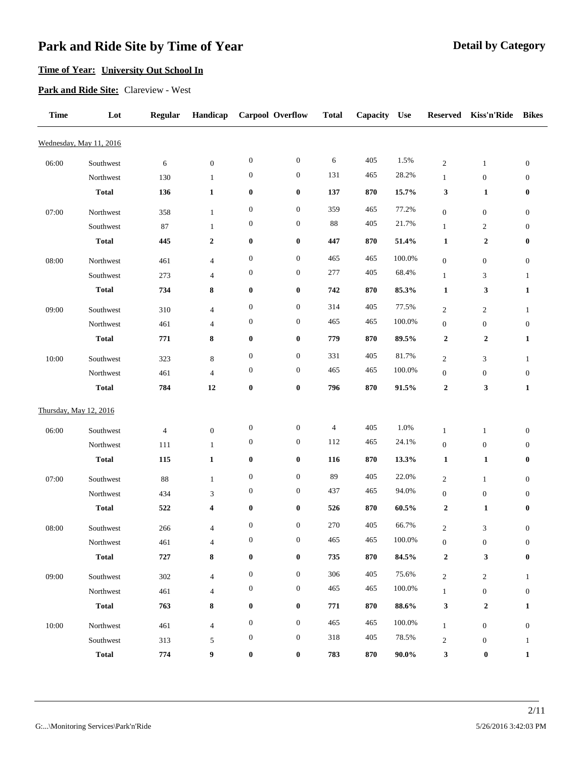# Park and Ride Site by Time of Year

**Detail by Category**

**Time of Year:** **University Out School In**

**Park and Ride Site:** Clareview - West

| Time | Lot | Regular | Handicap | Carpool | Overflow | Total | Capacity | Use | Reserved | Kiss'n'Ride | Bikes |
|---|---|---|---|---|---|---|---|---|---|---|---|
| Wednesday, May 11, 2016 | | | | | | | | | | | |
| 06:00 | Southwest | 6 | 0 | 0 | 0 | 6 | 405 | 1.5% | 2 | 1 | 0 |
| | Northwest | 130 | 1 | 0 | 0 | 131 | 465 | 28.2% | 1 | 0 | 0 |
| | **Total** | **136** | **1** | **0** | **0** | **137** | **870** | **15.7%** | **3** | **1** | **0** |
| 07:00 | Northwest | 358 | 1 | 0 | 0 | 359 | 465 | 77.2% | 0 | 0 | 0 |
| | Southwest | 87 | 1 | 0 | 0 | 88 | 405 | 21.7% | 1 | 2 | 0 |
| | **Total** | **445** | **2** | **0** | **0** | **447** | **870** | **51.4%** | **1** | **2** | **0** |
| 08:00 | Northwest | 461 | 4 | 0 | 0 | 465 | 465 | 100.0% | 0 | 0 | 0 |
| | Southwest | 273 | 4 | 0 | 0 | 277 | 405 | 68.4% | 1 | 3 | 1 |
| | **Total** | **734** | **8** | **0** | **0** | **742** | **870** | **85.3%** | **1** | **3** | **1** |
| 09:00 | Southwest | 310 | 4 | 0 | 0 | 314 | 405 | 77.5% | 2 | 2 | 1 |
| | Northwest | 461 | 4 | 0 | 0 | 465 | 465 | 100.0% | 0 | 0 | 0 |
| | **Total** | **771** | **8** | **0** | **0** | **779** | **870** | **89.5%** | **2** | **2** | **1** |
| 10:00 | Southwest | 323 | 8 | 0 | 0 | 331 | 405 | 81.7% | 2 | 3 | 1 |
| | Northwest | 461 | 4 | 0 | 0 | 465 | 465 | 100.0% | 0 | 0 | 0 |
| | **Total** | **784** | **12** | **0** | **0** | **796** | **870** | **91.5%** | **2** | **3** | **1** |
| Thursday, May 12, 2016 | | | | | | | | | | | |
| 06:00 | Southwest | 4 | 0 | 0 | 0 | 4 | 405 | 1.0% | 1 | 1 | 0 |
| | Northwest | 111 | 1 | 0 | 0 | 112 | 465 | 24.1% | 0 | 0 | 0 |
| | **Total** | **115** | **1** | **0** | **0** | **116** | **870** | **13.3%** | **1** | **1** | **0** |
| 07:00 | Southwest | 88 | 1 | 0 | 0 | 89 | 405 | 22.0% | 2 | 1 | 0 |
| | Northwest | 434 | 3 | 0 | 0 | 437 | 465 | 94.0% | 0 | 0 | 0 |
| | **Total** | **522** | **4** | **0** | **0** | **526** | **870** | **60.5%** | **2** | **1** | **0** |
| 08:00 | Southwest | 266 | 4 | 0 | 0 | 270 | 405 | 66.7% | 2 | 3 | 0 |
| | Northwest | 461 | 4 | 0 | 0 | 465 | 465 | 100.0% | 0 | 0 | 0 |
| | **Total** | **727** | **8** | **0** | **0** | **735** | **870** | **84.5%** | **2** | **3** | **0** |
| 09:00 | Southwest | 302 | 4 | 0 | 0 | 306 | 405 | 75.6% | 2 | 2 | 1 |
| | Northwest | 461 | 4 | 0 | 0 | 465 | 465 | 100.0% | 1 | 0 | 0 |
| | **Total** | **763** | **8** | **0** | **0** | **771** | **870** | **88.6%** | **3** | **2** | **1** |
| 10:00 | Northwest | 461 | 4 | 0 | 0 | 465 | 465 | 100.0% | 1 | 0 | 0 |
| | Southwest | 313 | 5 | 0 | 0 | 318 | 405 | 78.5% | 2 | 0 | 1 |
| | **Total** | **774** | **9** | **0** | **0** | **783** | **870** | **90.0%** | **3** | **0** | **1** |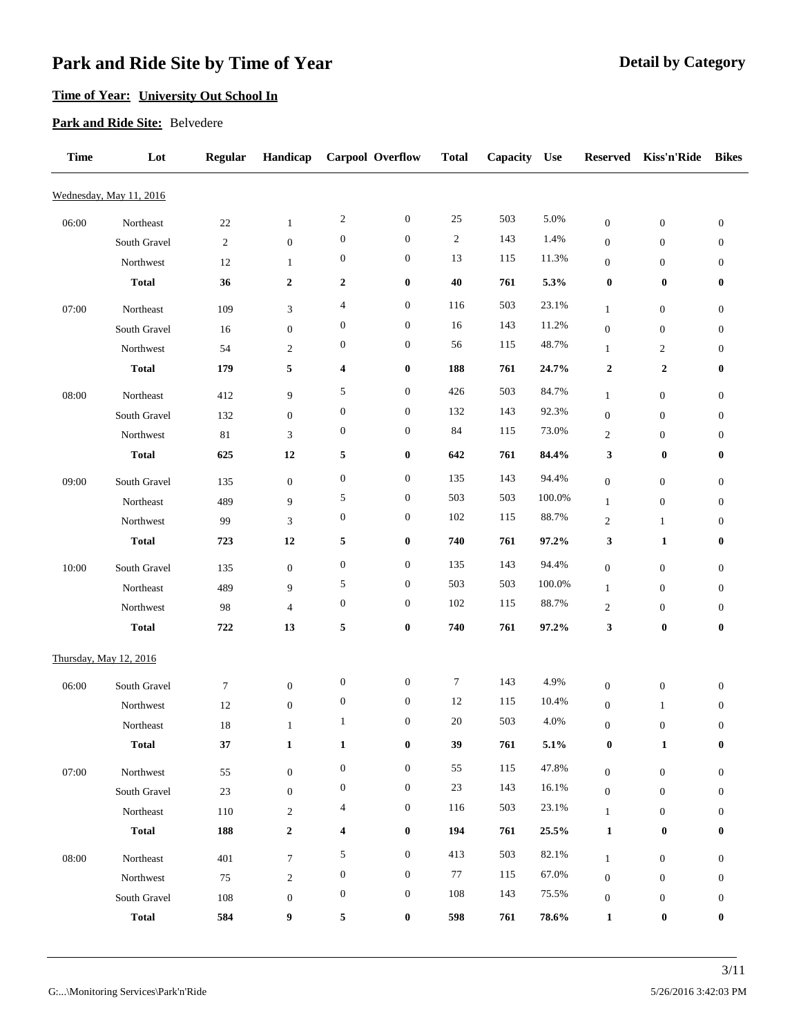# Park and Ride Site by Time of Year

**Detail by Category**

**Time of Year: University Out School In**

**Park and Ride Site:** Belvedere

| Time | Lot | Regular | Handicap | Carpool | Overflow | Total | Capacity | Use | Reserved | Kiss'n'Ride | Bikes |
|---|---|---|---|---|---|---|---|---|---|---|---|
| Wednesday, May 11, 2016 | | | | | | | | | | | |
| 06:00 | Northeast | 22 | 1 | 2 | 0 | 25 | 503 | 5.0% | 0 | 0 | 0 |
| | South Gravel | 2 | 0 | 0 | 0 | 2 | 143 | 1.4% | 0 | 0 | 0 |
| | Northwest | 12 | 1 | 0 | 0 | 13 | 115 | 11.3% | 0 | 0 | 0 |
| | **Total** | **36** | **2** | **2** | **0** | **40** | **761** | **5.3%** | **0** | **0** | **0** |
| 07:00 | Northeast | 109 | 3 | 4 | 0 | 116 | 503 | 23.1% | 1 | 0 | 0 |
| | South Gravel | 16 | 0 | 0 | 0 | 16 | 143 | 11.2% | 0 | 0 | 0 |
| | Northwest | 54 | 2 | 0 | 0 | 56 | 115 | 48.7% | 1 | 2 | 0 |
| | **Total** | **179** | **5** | **4** | **0** | **188** | **761** | **24.7%** | **2** | **2** | **0** |
| 08:00 | Northeast | 412 | 9 | 5 | 0 | 426 | 503 | 84.7% | 1 | 0 | 0 |
| | South Gravel | 132 | 0 | 0 | 0 | 132 | 143 | 92.3% | 0 | 0 | 0 |
| | Northwest | 81 | 3 | 0 | 0 | 84 | 115 | 73.0% | 2 | 0 | 0 |
| | **Total** | **625** | **12** | **5** | **0** | **642** | **761** | **84.4%** | **3** | **0** | **0** |
| 09:00 | South Gravel | 135 | 0 | 0 | 0 | 135 | 143 | 94.4% | 0 | 0 | 0 |
| | Northeast | 489 | 9 | 5 | 0 | 503 | 503 | 100.0% | 1 | 0 | 0 |
| | Northwest | 99 | 3 | 0 | 0 | 102 | 115 | 88.7% | 2 | 1 | 0 |
| | **Total** | **723** | **12** | **5** | **0** | **740** | **761** | **97.2%** | **3** | **1** | **0** |
| 10:00 | South Gravel | 135 | 0 | 0 | 0 | 135 | 143 | 94.4% | 0 | 0 | 0 |
| | Northeast | 489 | 9 | 5 | 0 | 503 | 503 | 100.0% | 1 | 0 | 0 |
| | Northwest | 98 | 4 | 0 | 0 | 102 | 115 | 88.7% | 2 | 0 | 0 |
| | **Total** | **722** | **13** | **5** | **0** | **740** | **761** | **97.2%** | **3** | **0** | **0** |
| Thursday, May 12, 2016 | | | | | | | | | | | |
| 06:00 | South Gravel | 7 | 0 | 0 | 0 | 7 | 143 | 4.9% | 0 | 0 | 0 |
| | Northwest | 12 | 0 | 0 | 0 | 12 | 115 | 10.4% | 0 | 1 | 0 |
| | Northeast | 18 | 1 | 1 | 0 | 20 | 503 | 4.0% | 0 | 0 | 0 |
| | **Total** | **37** | **1** | **1** | **0** | **39** | **761** | **5.1%** | **0** | **1** | **0** |
| 07:00 | Northwest | 55 | 0 | 0 | 0 | 55 | 115 | 47.8% | 0 | 0 | 0 |
| | South Gravel | 23 | 0 | 0 | 0 | 23 | 143 | 16.1% | 0 | 0 | 0 |
| | Northeast | 110 | 2 | 4 | 0 | 116 | 503 | 23.1% | 1 | 0 | 0 |
| | **Total** | **188** | **2** | **4** | **0** | **194** | **761** | **25.5%** | **1** | **0** | **0** |
| 08:00 | Northeast | 401 | 7 | 5 | 0 | 413 | 503 | 82.1% | 1 | 0 | 0 |
| | Northwest | 75 | 2 | 0 | 0 | 77 | 115 | 67.0% | 0 | 0 | 0 |
| | South Gravel | 108 | 0 | 0 | 0 | 108 | 143 | 75.5% | 0 | 0 | 0 |
| | **Total** | **584** | **9** | **5** | **0** | **598** | **761** | **78.6%** | **1** | **0** | **0** |

G:...\Monitoring Services\Park'n'Ride 5/26/2016 3:42:03 PM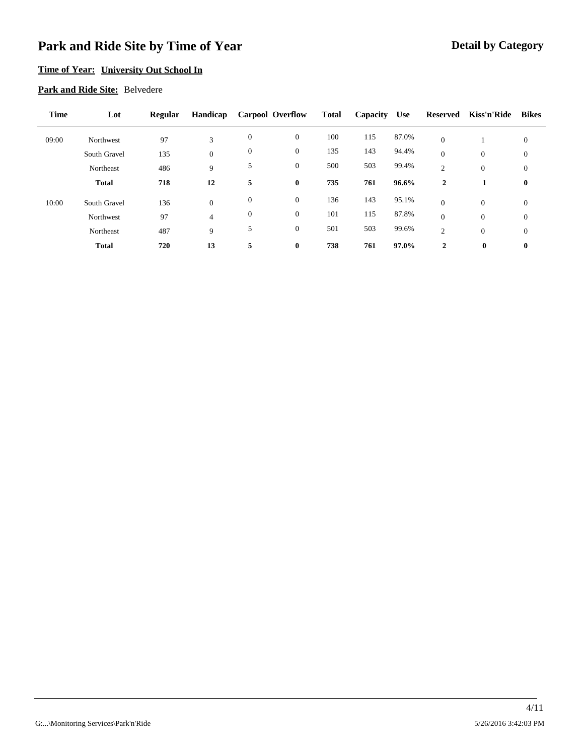# Park and Ride Site by Time of Year

**Detail by Category**

**Time of Year: University Out School In**

**Park and Ride Site:** Belvedere

| Time | Lot | Regular | Handicap | Carpool | Overflow | Total | Capacity | Use | Reserved | Kiss'n'Ride | Bikes |
|---|---|---|---|---|---|---|---|---|---|---|---|
| 09:00 | Northwest | 97 | 3 | 0 | 0 | 100 | 115 | 87.0% | 0 | 1 | 0 |
| | South Gravel | 135 | 0 | 0 | 0 | 135 | 143 | 94.4% | 0 | 0 | 0 |
| | Northeast | 486 | 9 | 5 | 0 | 500 | 503 | 99.4% | 2 | 0 | 0 |
| | **Total** | **718** | **12** | **5** | **0** | **735** | **761** | **96.6%** | **2** | **1** | **0** |
| 10:00 | South Gravel | 136 | 0 | 0 | 0 | 136 | 143 | 95.1% | 0 | 0 | 0 |
| | Northwest | 97 | 4 | 0 | 0 | 101 | 115 | 87.8% | 0 | 0 | 0 |
| | Northeast | 487 | 9 | 5 | 0 | 501 | 503 | 99.6% | 2 | 0 | 0 |
| | **Total** | **720** | **13** | **5** | **0** | **738** | **761** | **97.0%** | **2** | **0** | **0** |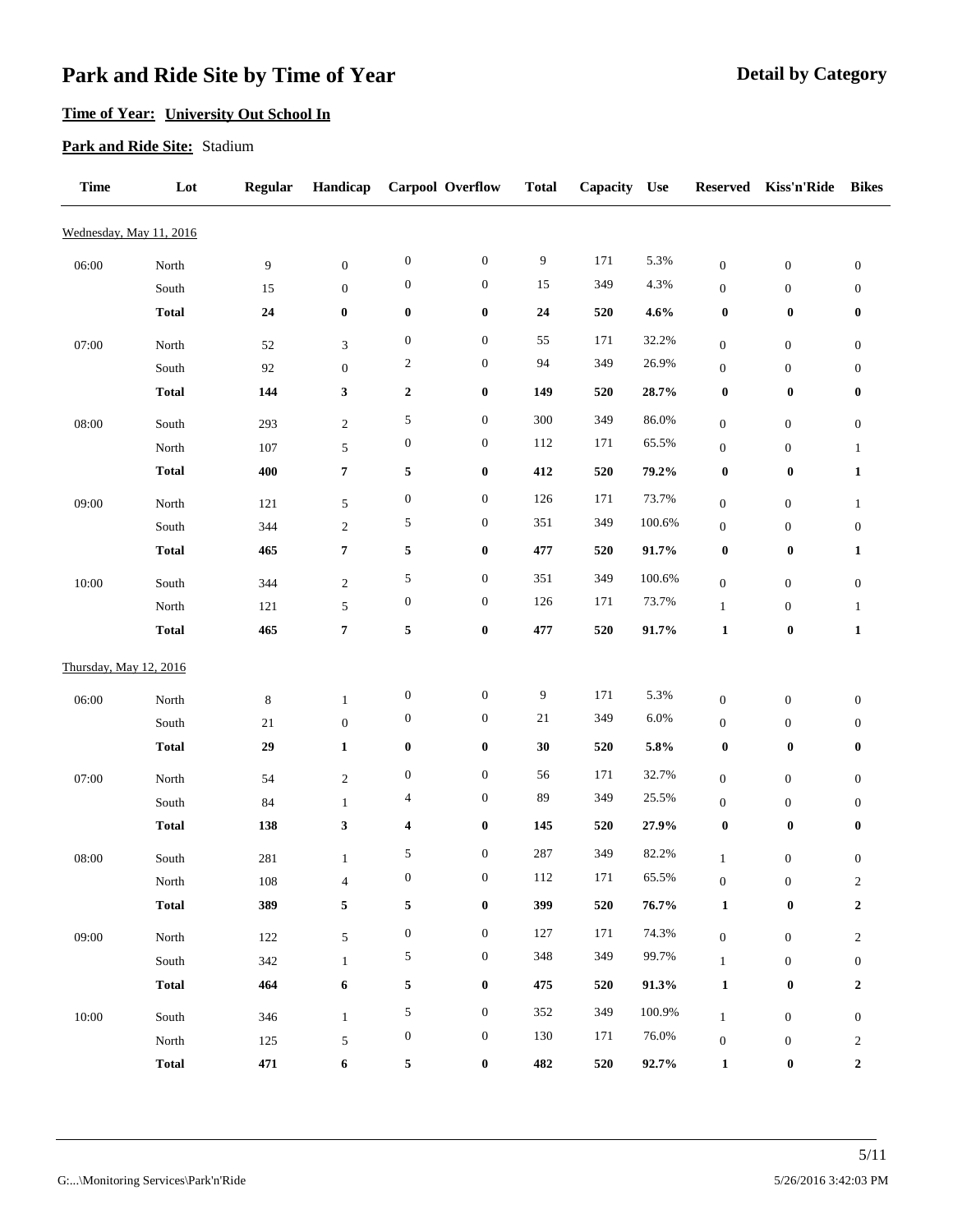# Park and Ride Site by Time of Year

**Detail by Category**

**Time of Year: University Out School In**

**Park and Ride Site:** Stadium

| Time | Lot | Regular | Handicap | Carpool | Overflow | Total | Capacity | Use | Reserved | Kiss'n'Ride | Bikes |
|---|---|---|---|---|---|---|---|---|---|---|---|
| Wednesday, May 11, 2016 | | | | | | | | | | | |
| 06:00 | North | 9 | 0 | 0 | 0 | 9 | 171 | 5.3% | 0 | 0 | 0 |
| | South | 15 | 0 | 0 | 0 | 15 | 349 | 4.3% | 0 | 0 | 0 |
| | **Total** | **24** | **0** | **0** | **0** | **24** | **520** | **4.6%** | **0** | **0** | **0** |
| 07:00 | North | 52 | 3 | 0 | 0 | 55 | 171 | 32.2% | 0 | 0 | 0 |
| | South | 92 | 0 | 2 | 0 | 94 | 349 | 26.9% | 0 | 0 | 0 |
| | **Total** | **144** | **3** | **2** | **0** | **149** | **520** | **28.7%** | **0** | **0** | **0** |
| 08:00 | South | 293 | 2 | 5 | 0 | 300 | 349 | 86.0% | 0 | 0 | 0 |
| | North | 107 | 5 | 0 | 0 | 112 | 171 | 65.5% | 0 | 0 | 1 |
| | **Total** | **400** | **7** | **5** | **0** | **412** | **520** | **79.2%** | **0** | **0** | **1** |
| 09:00 | North | 121 | 5 | 0 | 0 | 126 | 171 | 73.7% | 0 | 0 | 1 |
| | South | 344 | 2 | 5 | 0 | 351 | 349 | 100.6% | 0 | 0 | 0 |
| | **Total** | **465** | **7** | **5** | **0** | **477** | **520** | **91.7%** | **0** | **0** | **1** |
| 10:00 | South | 344 | 2 | 5 | 0 | 351 | 349 | 100.6% | 0 | 0 | 0 |
| | North | 121 | 5 | 0 | 0 | 126 | 171 | 73.7% | 1 | 0 | 1 |
| | **Total** | **465** | **7** | **5** | **0** | **477** | **520** | **91.7%** | **1** | **0** | **1** |
| Thursday, May 12, 2016 | | | | | | | | | | | |
| 06:00 | North | 8 | 1 | 0 | 0 | 9 | 171 | 5.3% | 0 | 0 | 0 |
| | South | 21 | 0 | 0 | 0 | 21 | 349 | 6.0% | 0 | 0 | 0 |
| | **Total** | **29** | **1** | **0** | **0** | **30** | **520** | **5.8%** | **0** | **0** | **0** |
| 07:00 | North | 54 | 2 | 0 | 0 | 56 | 171 | 32.7% | 0 | 0 | 0 |
| | South | 84 | 1 | 4 | 0 | 89 | 349 | 25.5% | 0 | 0 | 0 |
| | **Total** | **138** | **3** | **4** | **0** | **145** | **520** | **27.9%** | **0** | **0** | **0** |
| 08:00 | South | 281 | 1 | 5 | 0 | 287 | 349 | 82.2% | 1 | 0 | 0 |
| | North | 108 | 4 | 0 | 0 | 112 | 171 | 65.5% | 0 | 0 | 2 |
| | **Total** | **389** | **5** | **5** | **0** | **399** | **520** | **76.7%** | **1** | **0** | **2** |
| 09:00 | North | 122 | 5 | 0 | 0 | 127 | 171 | 74.3% | 0 | 0 | 2 |
| | South | 342 | 1 | 5 | 0 | 348 | 349 | 99.7% | 1 | 0 | 0 |
| | **Total** | **464** | **6** | **5** | **0** | **475** | **520** | **91.3%** | **1** | **0** | **2** |
| 10:00 | South | 346 | 1 | 5 | 0 | 352 | 349 | 100.9% | 1 | 0 | 0 |
| | North | 125 | 5 | 0 | 0 | 130 | 171 | 76.0% | 0 | 0 | 2 |
| | **Total** | **471** | **6** | **5** | **0** | **482** | **520** | **92.7%** | **1** | **0** | **2** |

G:...\Monitoring Services\Park'n'Ride

5/26/2016 3:42:03 PM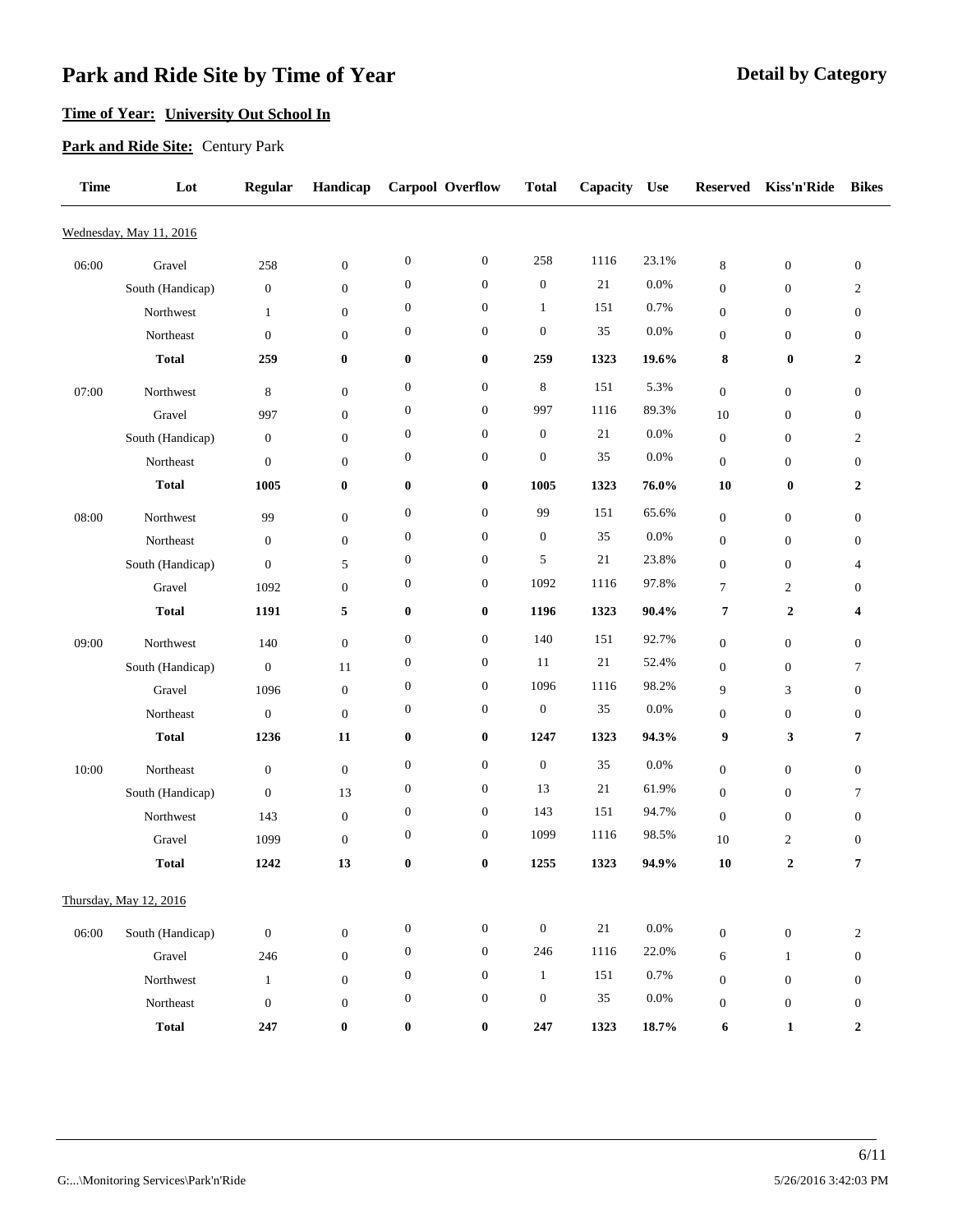# Park and Ride Site by Time of Year

**Detail by Category**

**Time of Year:** **University Out School In**

**Park and Ride Site:** Century Park

| Time | Lot | Regular | Handicap | Carpool | Overflow | Total | Capacity | Use | Reserved | Kiss'n'Ride | Bikes |
|---|---|---|---|---|---|---|---|---|---|---|---|
| Wednesday, May 11, 2016 | | | | | | | | | | | |
| 06:00 | Gravel | 258 | 0 | 0 | 0 | 258 | 1116 | 23.1% | 8 | 0 | 0 |
| | South (Handicap) | 0 | 0 | 0 | 0 | 0 | 21 | 0.0% | 0 | 0 | 2 |
| | Northwest | 1 | 0 | 0 | 0 | 1 | 151 | 0.7% | 0 | 0 | 0 |
| | Northeast | 0 | 0 | 0 | 0 | 0 | 35 | 0.0% | 0 | 0 | 0 |
| | **Total** | **259** | **0** | **0** | **0** | **259** | **1323** | **19.6%** | **8** | **0** | **2** |
| 07:00 | Northwest | 8 | 0 | 0 | 0 | 8 | 151 | 5.3% | 0 | 0 | 0 |
| | Gravel | 997 | 0 | 0 | 0 | 997 | 1116 | 89.3% | 10 | 0 | 0 |
| | South (Handicap) | 0 | 0 | 0 | 0 | 0 | 21 | 0.0% | 0 | 0 | 2 |
| | Northeast | 0 | 0 | 0 | 0 | 0 | 35 | 0.0% | 0 | 0 | 0 |
| | **Total** | **1005** | **0** | **0** | **0** | **1005** | **1323** | **76.0%** | **10** | **0** | **2** |
| 08:00 | Northwest | 99 | 0 | 0 | 0 | 99 | 151 | 65.6% | 0 | 0 | 0 |
| | Northeast | 0 | 0 | 0 | 0 | 0 | 35 | 0.0% | 0 | 0 | 0 |
| | South (Handicap) | 0 | 5 | 0 | 0 | 5 | 21 | 23.8% | 0 | 0 | 4 |
| | Gravel | 1092 | 0 | 0 | 0 | 1092 | 1116 | 97.8% | 7 | 2 | 0 |
| | **Total** | **1191** | **5** | **0** | **0** | **1196** | **1323** | **90.4%** | **7** | **2** | **4** |
| 09:00 | Northwest | 140 | 0 | 0 | 0 | 140 | 151 | 92.7% | 0 | 0 | 0 |
| | South (Handicap) | 0 | 11 | 0 | 0 | 11 | 21 | 52.4% | 0 | 0 | 7 |
| | Gravel | 1096 | 0 | 0 | 0 | 1096 | 1116 | 98.2% | 9 | 3 | 0 |
| | Northeast | 0 | 0 | 0 | 0 | 0 | 35 | 0.0% | 0 | 0 | 0 |
| | **Total** | **1236** | **11** | **0** | **0** | **1247** | **1323** | **94.3%** | **9** | **3** | **7** |
| 10:00 | Northeast | 0 | 0 | 0 | 0 | 0 | 35 | 0.0% | 0 | 0 | 0 |
| | South (Handicap) | 0 | 13 | 0 | 0 | 13 | 21 | 61.9% | 0 | 0 | 7 |
| | Northwest | 143 | 0 | 0 | 0 | 143 | 151 | 94.7% | 0 | 0 | 0 |
| | Gravel | 1099 | 0 | 0 | 0 | 1099 | 1116 | 98.5% | 10 | 2 | 0 |
| | **Total** | **1242** | **13** | **0** | **0** | **1255** | **1323** | **94.9%** | **10** | **2** | **7** |
| Thursday, May 12, 2016 | | | | | | | | | | | |
| 06:00 | South (Handicap) | 0 | 0 | 0 | 0 | 0 | 21 | 0.0% | 0 | 0 | 2 |
| | Gravel | 246 | 0 | 0 | 0 | 246 | 1116 | 22.0% | 6 | 1 | 0 |
| | Northwest | 1 | 0 | 0 | 0 | 1 | 151 | 0.7% | 0 | 0 | 0 |
| | Northeast | 0 | 0 | 0 | 0 | 0 | 35 | 0.0% | 0 | 0 | 0 |
| | **Total** | **247** | **0** | **0** | **0** | **247** | **1323** | **18.7%** | **6** | **1** | **2** |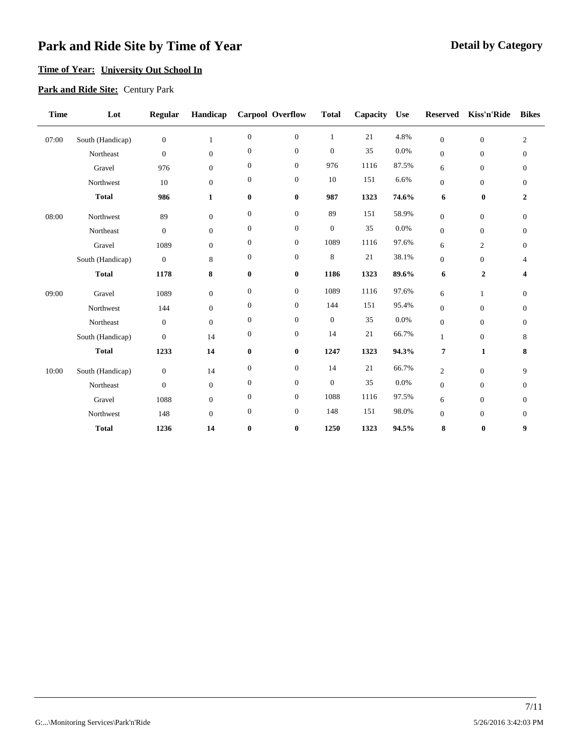# Park and Ride Site by Time of Year

**Detail by Category**

**Time of Year: University Out School In**

**Park and Ride Site:** Century Park

| Time | Lot | Regular | Handicap | Carpool | Overflow | Total | Capacity | Use | Reserved | Kiss'n'Ride | Bikes |
|---|---|---|---|---|---|---|---|---|---|---|---|
| 07:00 | South (Handicap) | 0 | 1 | 0 | 0 | 1 | 21 | 4.8% | 0 | 0 | 2 |
| | Northeast | 0 | 0 | 0 | 0 | 0 | 35 | 0.0% | 0 | 0 | 0 |
| | Gravel | 976 | 0 | 0 | 0 | 976 | 1116 | 87.5% | 6 | 0 | 0 |
| | Northwest | 10 | 0 | 0 | 0 | 10 | 151 | 6.6% | 0 | 0 | 0 |
| | **Total** | **986** | **1** | **0** | **0** | **987** | **1323** | **74.6%** | **6** | **0** | **2** |
| 08:00 | Northwest | 89 | 0 | 0 | 0 | 89 | 151 | 58.9% | 0 | 0 | 0 |
| | Northeast | 0 | 0 | 0 | 0 | 0 | 35 | 0.0% | 0 | 0 | 0 |
| | Gravel | 1089 | 0 | 0 | 0 | 1089 | 1116 | 97.6% | 6 | 2 | 0 |
| | South (Handicap) | 0 | 8 | 0 | 0 | 8 | 21 | 38.1% | 0 | 0 | 4 |
| | **Total** | **1178** | **8** | **0** | **0** | **1186** | **1323** | **89.6%** | **6** | **2** | **4** |
| 09:00 | Gravel | 1089 | 0 | 0 | 0 | 1089 | 1116 | 97.6% | 6 | 1 | 0 |
| | Northwest | 144 | 0 | 0 | 0 | 144 | 151 | 95.4% | 0 | 0 | 0 |
| | Northeast | 0 | 0 | 0 | 0 | 0 | 35 | 0.0% | 0 | 0 | 0 |
| | South (Handicap) | 0 | 14 | 0 | 0 | 14 | 21 | 66.7% | 1 | 0 | 8 |
| | **Total** | **1233** | **14** | **0** | **0** | **1247** | **1323** | **94.3%** | **7** | **1** | **8** |
| 10:00 | South (Handicap) | 0 | 14 | 0 | 0 | 14 | 21 | 66.7% | 2 | 0 | 9 |
| | Northeast | 0 | 0 | 0 | 0 | 0 | 35 | 0.0% | 0 | 0 | 0 |
| | Gravel | 1088 | 0 | 0 | 0 | 1088 | 1116 | 97.5% | 6 | 0 | 0 |
| | Northwest | 148 | 0 | 0 | 0 | 148 | 151 | 98.0% | 0 | 0 | 0 |
| | **Total** | **1236** | **14** | **0** | **0** | **1250** | **1323** | **94.5%** | **8** | **0** | **9** |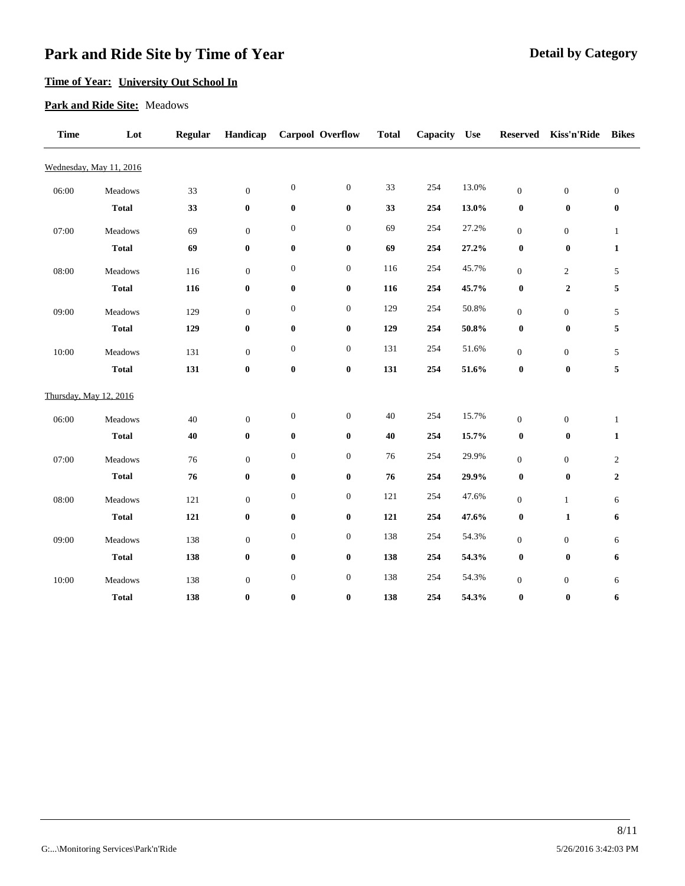# Park and Ride Site by Time of Year

**Detail by Category**

**Time of Year: University Out School In**

**Park and Ride Site:** Meadows

| Time | Lot | Regular | Handicap | Carpool | Overflow | Total | Capacity | Use | Reserved | Kiss'n'Ride | Bikes |
|---|---|---|---|---|---|---|---|---|---|---|---|
| Wednesday, May 11, 2016 | | | | | | | | | | | |
| 06:00 | Meadows | 33 | 0 | 0 | 0 | 33 | 254 | 13.0% | 0 | 0 | 0 |
| | **Total** | **33** | **0** | **0** | **0** | **33** | **254** | **13.0%** | **0** | **0** | **0** |
| 07:00 | Meadows | 69 | 0 | 0 | 0 | 69 | 254 | 27.2% | 0 | 0 | 1 |
| | **Total** | **69** | **0** | **0** | **0** | **69** | **254** | **27.2%** | **0** | **0** | **1** |
| 08:00 | Meadows | 116 | 0 | 0 | 0 | 116 | 254 | 45.7% | 0 | 2 | 5 |
| | **Total** | **116** | **0** | **0** | **0** | **116** | **254** | **45.7%** | **0** | **2** | **5** |
| 09:00 | Meadows | 129 | 0 | 0 | 0 | 129 | 254 | 50.8% | 0 | 0 | 5 |
| | **Total** | **129** | **0** | **0** | **0** | **129** | **254** | **50.8%** | **0** | **0** | **5** |
| 10:00 | Meadows | 131 | 0 | 0 | 0 | 131 | 254 | 51.6% | 0 | 0 | 5 |
| | **Total** | **131** | **0** | **0** | **0** | **131** | **254** | **51.6%** | **0** | **0** | **5** |
| Thursday, May 12, 2016 | | | | | | | | | | | |
| 06:00 | Meadows | 40 | 0 | 0 | 0 | 40 | 254 | 15.7% | 0 | 0 | 1 |
| | **Total** | **40** | **0** | **0** | **0** | **40** | **254** | **15.7%** | **0** | **0** | **1** |
| 07:00 | Meadows | 76 | 0 | 0 | 0 | 76 | 254 | 29.9% | 0 | 0 | 2 |
| | **Total** | **76** | **0** | **0** | **0** | **76** | **254** | **29.9%** | **0** | **0** | **2** |
| 08:00 | Meadows | 121 | 0 | 0 | 0 | 121 | 254 | 47.6% | 0 | 1 | 6 |
| | **Total** | **121** | **0** | **0** | **0** | **121** | **254** | **47.6%** | **0** | **1** | **6** |
| 09:00 | Meadows | 138 | 0 | 0 | 0 | 138 | 254 | 54.3% | 0 | 0 | 6 |
| | **Total** | **138** | **0** | **0** | **0** | **138** | **254** | **54.3%** | **0** | **0** | **6** |
| 10:00 | Meadows | 138 | 0 | 0 | 0 | 138 | 254 | 54.3% | 0 | 0 | 6 |
| | **Total** | **138** | **0** | **0** | **0** | **138** | **254** | **54.3%** | **0** | **0** | **6** |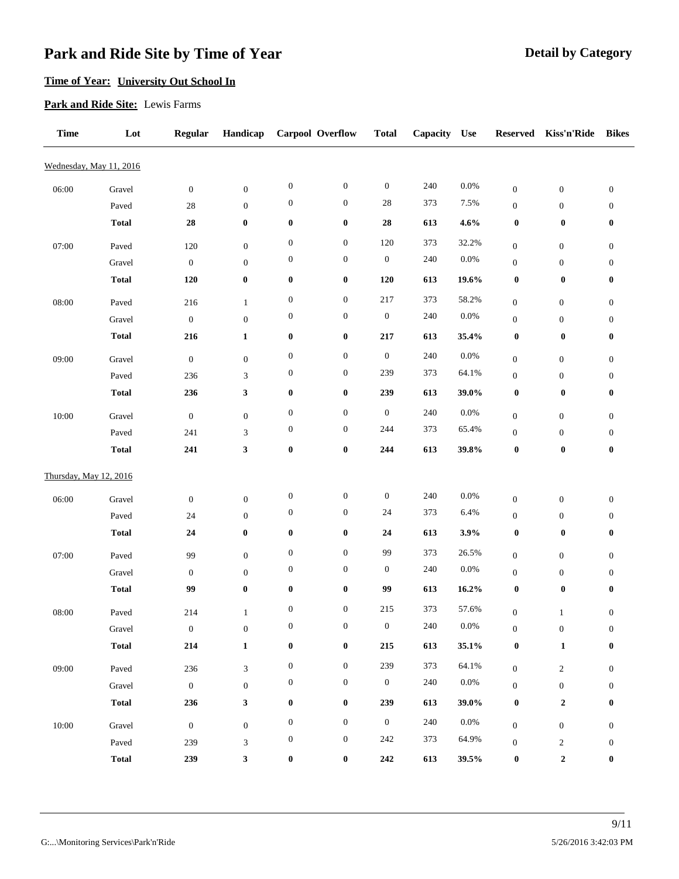# Park and Ride Site by Time of Year

**Detail by Category**

**Time of Year: University Out School In**

**Park and Ride Site:** Lewis Farms

| Time | Lot | Regular | Handicap | Carpool | Overflow | Total | Capacity | Use | Reserved | Kiss'n'Ride | Bikes |
|---|---|---|---|---|---|---|---|---|---|---|---|
| Wednesday, May 11, 2016 | | | | | | | | | | | |
| 06:00 | Gravel | 0 | 0 | 0 | 0 | 0 | 240 | 0.0% | 0 | 0 | 0 |
| | Paved | 28 | 0 | 0 | 0 | 28 | 373 | 7.5% | 0 | 0 | 0 |
| | **Total** | **28** | **0** | **0** | **0** | **28** | **613** | **4.6%** | **0** | **0** | **0** |
| 07:00 | Paved | 120 | 0 | 0 | 0 | 120 | 373 | 32.2% | 0 | 0 | 0 |
| | Gravel | 0 | 0 | 0 | 0 | 0 | 240 | 0.0% | 0 | 0 | 0 |
| | **Total** | **120** | **0** | **0** | **0** | **120** | **613** | **19.6%** | **0** | **0** | **0** |
| 08:00 | Paved | 216 | 1 | 0 | 0 | 217 | 373 | 58.2% | 0 | 0 | 0 |
| | Gravel | 0 | 0 | 0 | 0 | 0 | 240 | 0.0% | 0 | 0 | 0 |
| | **Total** | **216** | **1** | **0** | **0** | **217** | **613** | **35.4%** | **0** | **0** | **0** |
| 09:00 | Gravel | 0 | 0 | 0 | 0 | 0 | 240 | 0.0% | 0 | 0 | 0 |
| | Paved | 236 | 3 | 0 | 0 | 239 | 373 | 64.1% | 0 | 0 | 0 |
| | **Total** | **236** | **3** | **0** | **0** | **239** | **613** | **39.0%** | **0** | **0** | **0** |
| 10:00 | Gravel | 0 | 0 | 0 | 0 | 0 | 240 | 0.0% | 0 | 0 | 0 |
| | Paved | 241 | 3 | 0 | 0 | 244 | 373 | 65.4% | 0 | 0 | 0 |
| | **Total** | **241** | **3** | **0** | **0** | **244** | **613** | **39.8%** | **0** | **0** | **0** |
| Thursday, May 12, 2016 | | | | | | | | | | | |
| 06:00 | Gravel | 0 | 0 | 0 | 0 | 0 | 240 | 0.0% | 0 | 0 | 0 |
| | Paved | 24 | 0 | 0 | 0 | 24 | 373 | 6.4% | 0 | 0 | 0 |
| | **Total** | **24** | **0** | **0** | **0** | **24** | **613** | **3.9%** | **0** | **0** | **0** |
| 07:00 | Paved | 99 | 0 | 0 | 0 | 99 | 373 | 26.5% | 0 | 0 | 0 |
| | Gravel | 0 | 0 | 0 | 0 | 0 | 240 | 0.0% | 0 | 0 | 0 |
| | **Total** | **99** | **0** | **0** | **0** | **99** | **613** | **16.2%** | **0** | **0** | **0** |
| 08:00 | Paved | 214 | 1 | 0 | 0 | 215 | 373 | 57.6% | 0 | 1 | 0 |
| | Gravel | 0 | 0 | 0 | 0 | 0 | 240 | 0.0% | 0 | 0 | 0 |
| | **Total** | **214** | **1** | **0** | **0** | **215** | **613** | **35.1%** | **0** | **1** | **0** |
| 09:00 | Paved | 236 | 3 | 0 | 0 | 239 | 373 | 64.1% | 0 | 2 | 0 |
| | Gravel | 0 | 0 | 0 | 0 | 0 | 240 | 0.0% | 0 | 0 | 0 |
| | **Total** | **236** | **3** | **0** | **0** | **239** | **613** | **39.0%** | **0** | **2** | **0** |
| 10:00 | Gravel | 0 | 0 | 0 | 0 | 0 | 240 | 0.0% | 0 | 0 | 0 |
| | Paved | 239 | 3 | 0 | 0 | 242 | 373 | 64.9% | 0 | 2 | 0 |
| | **Total** | **239** | **3** | **0** | **0** | **242** | **613** | **39.5%** | **0** | **2** | **0** |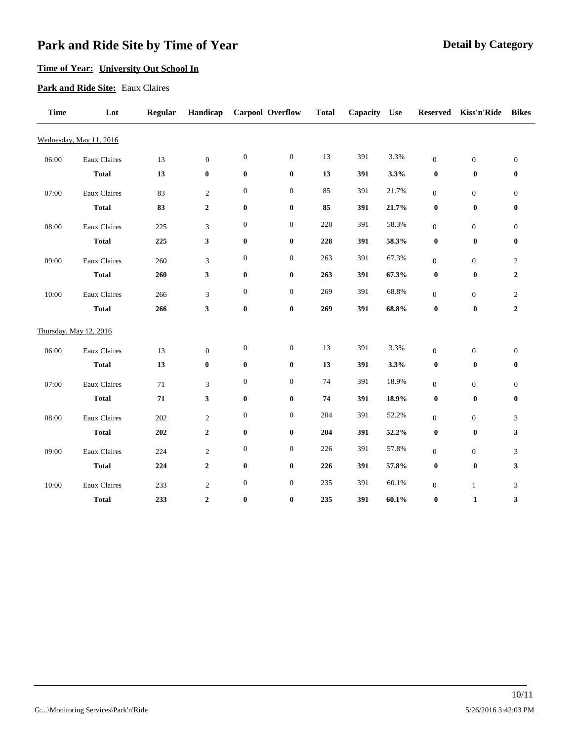# Park and Ride Site by Time of Year

**Detail by Category**

**Time of Year: University Out School In**

**Park and Ride Site:** Eaux Claires

| Time | Lot | Regular | Handicap | Carpool | Overflow | Total | Capacity | Use | Reserved | Kiss'n'Ride | Bikes |
|---|---|---|---|---|---|---|---|---|---|---|---|
| Wednesday, May 11, 2016 | | | | | | | | | | | |
| 06:00 | Eaux Claires | 13 | 0 | 0 | 0 | 13 | 391 | 3.3% | 0 | 0 | 0 |
| | **Total** | **13** | **0** | **0** | **0** | **13** | **391** | **3.3%** | **0** | **0** | **0** |
| 07:00 | Eaux Claires | 83 | 2 | 0 | 0 | 85 | 391 | 21.7% | 0 | 0 | 0 |
| | **Total** | **83** | **2** | **0** | **0** | **85** | **391** | **21.7%** | **0** | **0** | **0** |
| 08:00 | Eaux Claires | 225 | 3 | 0 | 0 | 228 | 391 | 58.3% | 0 | 0 | 0 |
| | **Total** | **225** | **3** | **0** | **0** | **228** | **391** | **58.3%** | **0** | **0** | **0** |
| 09:00 | Eaux Claires | 260 | 3 | 0 | 0 | 263 | 391 | 67.3% | 0 | 0 | 2 |
| | **Total** | **260** | **3** | **0** | **0** | **263** | **391** | **67.3%** | **0** | **0** | **2** |
| 10:00 | Eaux Claires | 266 | 3 | 0 | 0 | 269 | 391 | 68.8% | 0 | 0 | 2 |
| | **Total** | **266** | **3** | **0** | **0** | **269** | **391** | **68.8%** | **0** | **0** | **2** |
| Thursday, May 12, 2016 | | | | | | | | | | | |
| 06:00 | Eaux Claires | 13 | 0 | 0 | 0 | 13 | 391 | 3.3% | 0 | 0 | 0 |
| | **Total** | **13** | **0** | **0** | **0** | **13** | **391** | **3.3%** | **0** | **0** | **0** |
| 07:00 | Eaux Claires | 71 | 3 | 0 | 0 | 74 | 391 | 18.9% | 0 | 0 | 0 |
| | **Total** | **71** | **3** | **0** | **0** | **74** | **391** | **18.9%** | **0** | **0** | **0** |
| 08:00 | Eaux Claires | 202 | 2 | 0 | 0 | 204 | 391 | 52.2% | 0 | 0 | 3 |
| | **Total** | **202** | **2** | **0** | **0** | **204** | **391** | **52.2%** | **0** | **0** | **3** |
| 09:00 | Eaux Claires | 224 | 2 | 0 | 0 | 226 | 391 | 57.8% | 0 | 0 | 3 |
| | **Total** | **224** | **2** | **0** | **0** | **226** | **391** | **57.8%** | **0** | **0** | **3** |
| 10:00 | Eaux Claires | 233 | 2 | 0 | 0 | 235 | 391 | 60.1% | 0 | 1 | 3 |
| | **Total** | **233** | **2** | **0** | **0** | **235** | **391** | **60.1%** | **0** | **1** | **3** |

G:...\Monitoring Services\Park'n'Ride

5/26/2016 3:42:03 PM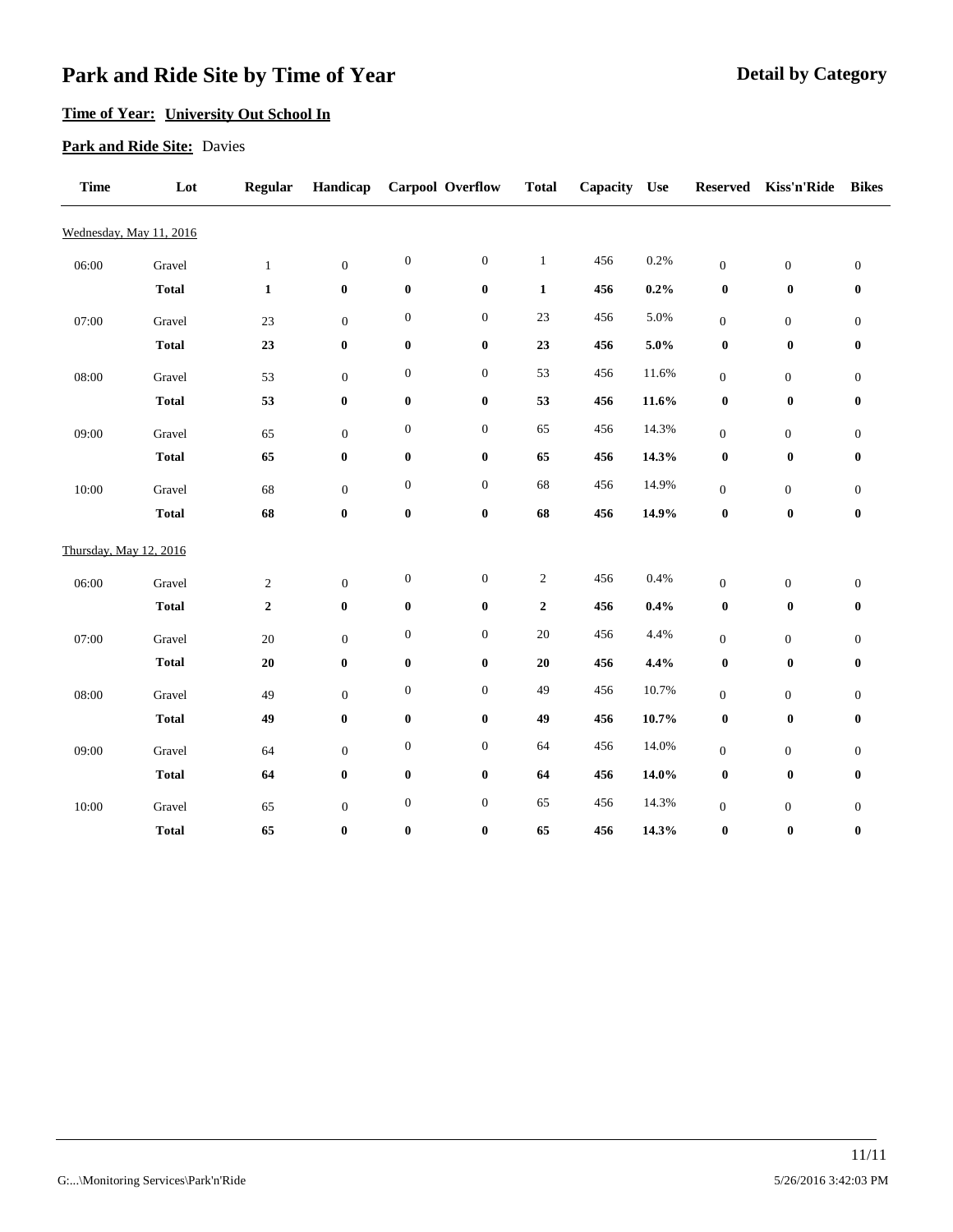# Park and Ride Site by Time of Year

**Detail by Category**

**Time of Year:** **University Out School In**

**Park and Ride Site:** Davies

| Time | Lot | Regular | Handicap | Carpool | Overflow | Total | Capacity | Use | Reserved | Kiss'n'Ride | Bikes |
|---|---|---|---|---|---|---|---|---|---|---|---|
| Wednesday, May 11, 2016 | | | | | | | | | | | |
| 06:00 | Gravel | 1 | 0 | 0 | 0 | 1 | 456 | 0.2% | 0 | 0 | 0 |
| | **Total** | **1** | **0** | **0** | **0** | **1** | **456** | **0.2%** | **0** | **0** | **0** |
| 07:00 | Gravel | 23 | 0 | 0 | 0 | 23 | 456 | 5.0% | 0 | 0 | 0 |
| | **Total** | **23** | **0** | **0** | **0** | **23** | **456** | **5.0%** | **0** | **0** | **0** |
| 08:00 | Gravel | 53 | 0 | 0 | 0 | 53 | 456 | 11.6% | 0 | 0 | 0 |
| | **Total** | **53** | **0** | **0** | **0** | **53** | **456** | **11.6%** | **0** | **0** | **0** |
| 09:00 | Gravel | 65 | 0 | 0 | 0 | 65 | 456 | 14.3% | 0 | 0 | 0 |
| | **Total** | **65** | **0** | **0** | **0** | **65** | **456** | **14.3%** | **0** | **0** | **0** |
| 10:00 | Gravel | 68 | 0 | 0 | 0 | 68 | 456 | 14.9% | 0 | 0 | 0 |
| | **Total** | **68** | **0** | **0** | **0** | **68** | **456** | **14.9%** | **0** | **0** | **0** |
| Thursday, May 12, 2016 | | | | | | | | | | | |
| 06:00 | Gravel | 2 | 0 | 0 | 0 | 2 | 456 | 0.4% | 0 | 0 | 0 |
| | **Total** | **2** | **0** | **0** | **0** | **2** | **456** | **0.4%** | **0** | **0** | **0** |
| 07:00 | Gravel | 20 | 0 | 0 | 0 | 20 | 456 | 4.4% | 0 | 0 | 0 |
| | **Total** | **20** | **0** | **0** | **0** | **20** | **456** | **4.4%** | **0** | **0** | **0** |
| 08:00 | Gravel | 49 | 0 | 0 | 0 | 49 | 456 | 10.7% | 0 | 0 | 0 |
| | **Total** | **49** | **0** | **0** | **0** | **49** | **456** | **10.7%** | **0** | **0** | **0** |
| 09:00 | Gravel | 64 | 0 | 0 | 0 | 64 | 456 | 14.0% | 0 | 0 | 0 |
| | **Total** | **64** | **0** | **0** | **0** | **64** | **456** | **14.0%** | **0** | **0** | **0** |
| 10:00 | Gravel | 65 | 0 | 0 | 0 | 65 | 456 | 14.3% | 0 | 0 | 0 |
| | **Total** | **65** | **0** | **0** | **0** | **65** | **456** | **14.3%** | **0** | **0** | **0** |

G:...\Monitoring Services\Park'n'Ride

5/26/2016 3:42:03 PM